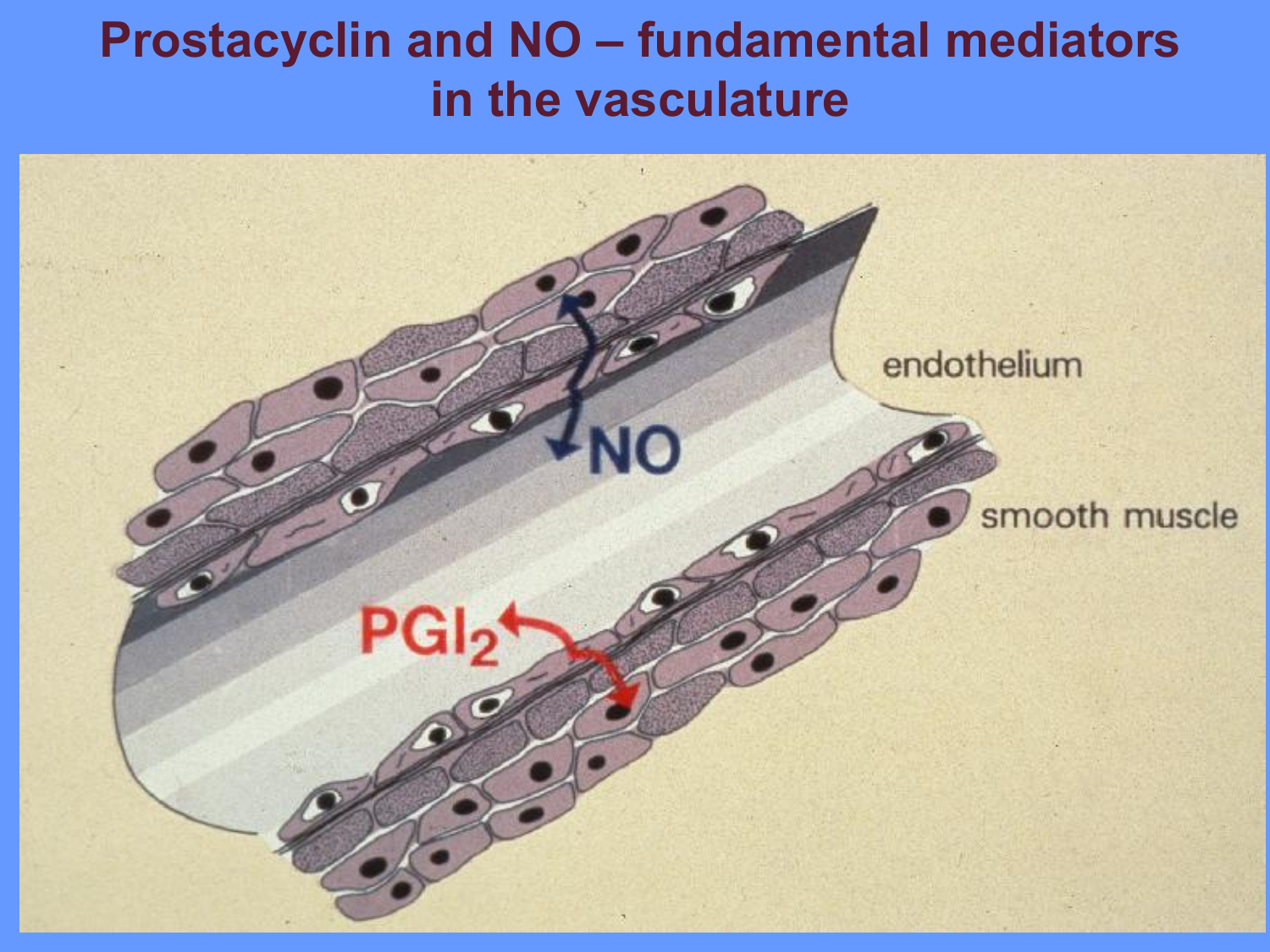# Prostacyclin and NO – fundamental mediators in the vasculature

endothelium

smooth muscle

NO

$PGI_2$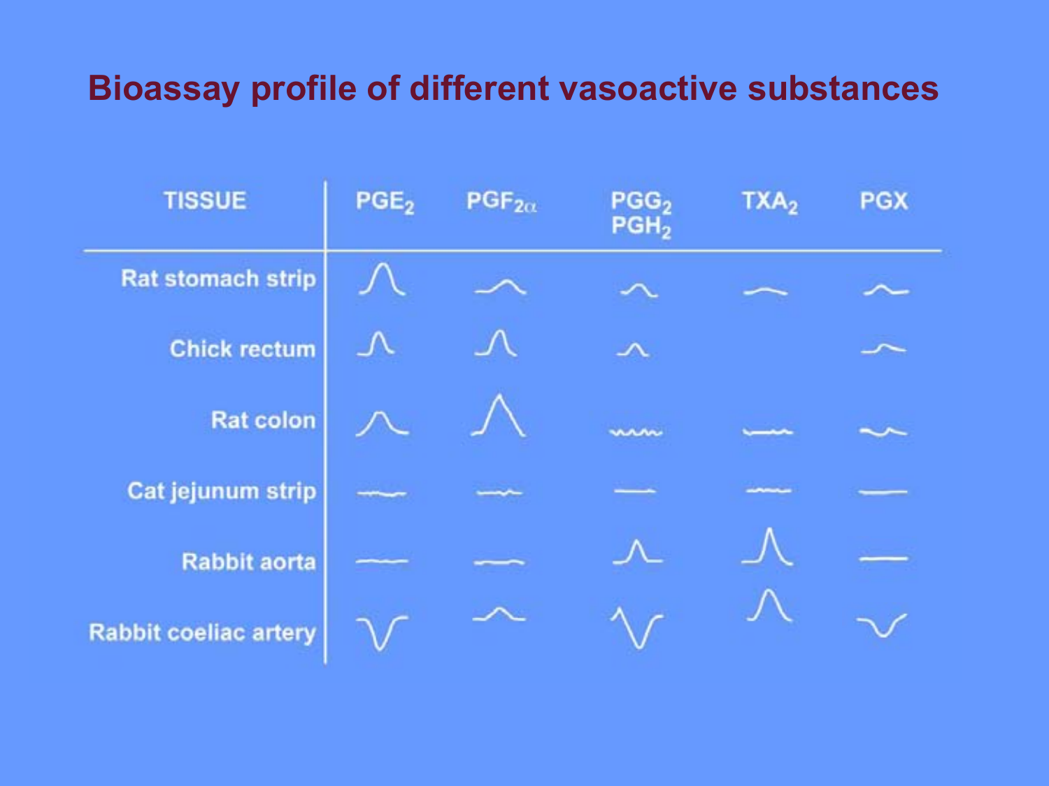# Bioassay profile of different vasoactive substances

| TISSUE | $PGE_2$ | $PGF_{2\alpha}$ | $PGG_2$ $PGH_2$ | $TXA_2$ | PGX |
|---|---|---|---|---|---|
| Rat stomach strip | | | | | |
| Chick rectum | | | | | |
| Rat colon | | | | | |
| Cat jejunum strip | | | | | |
| Rabbit aorta | | | | | |
| Rabbit coeliac artery | | | | | |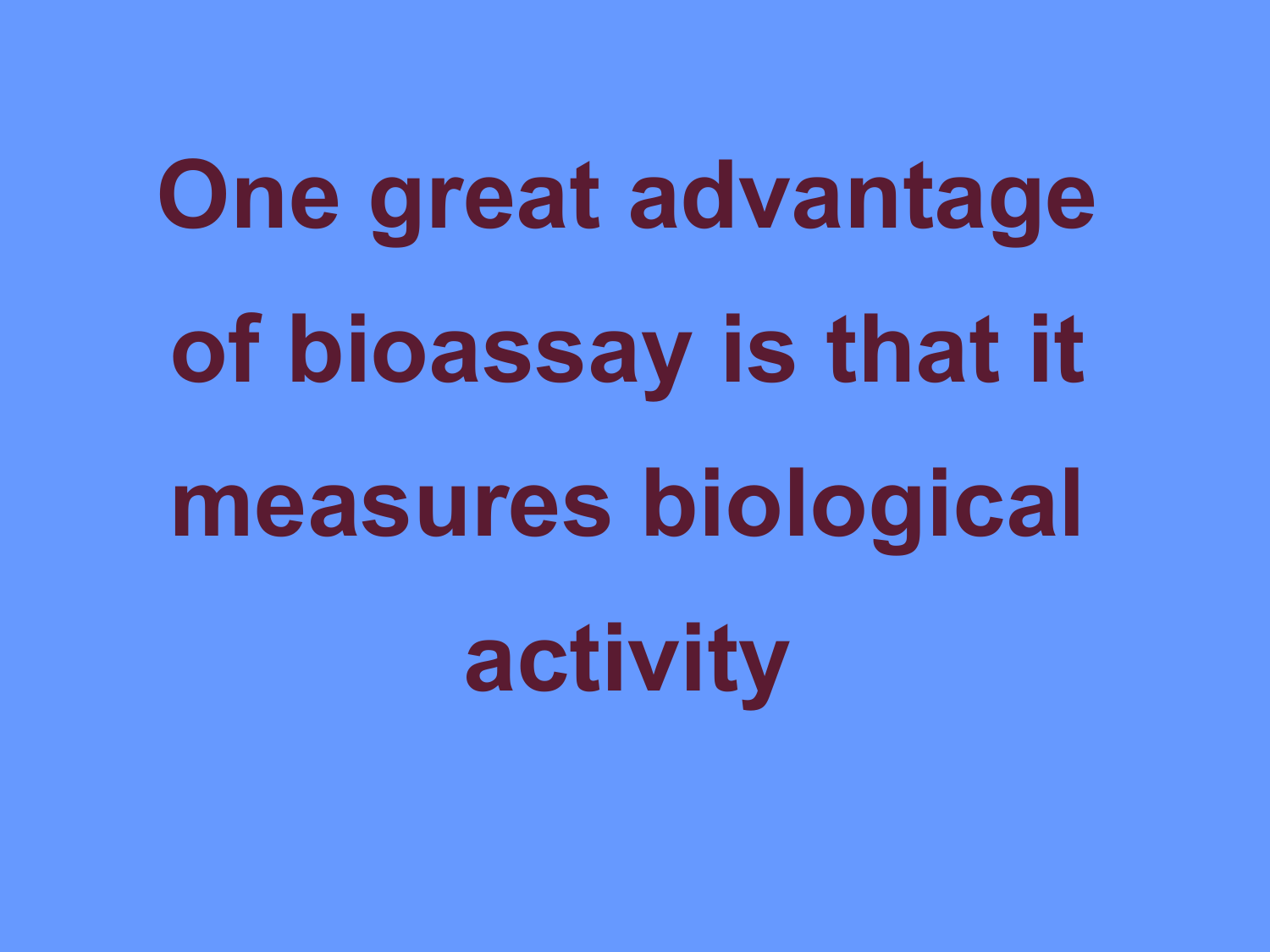# One great advantage of bioassay is that it measures biological activity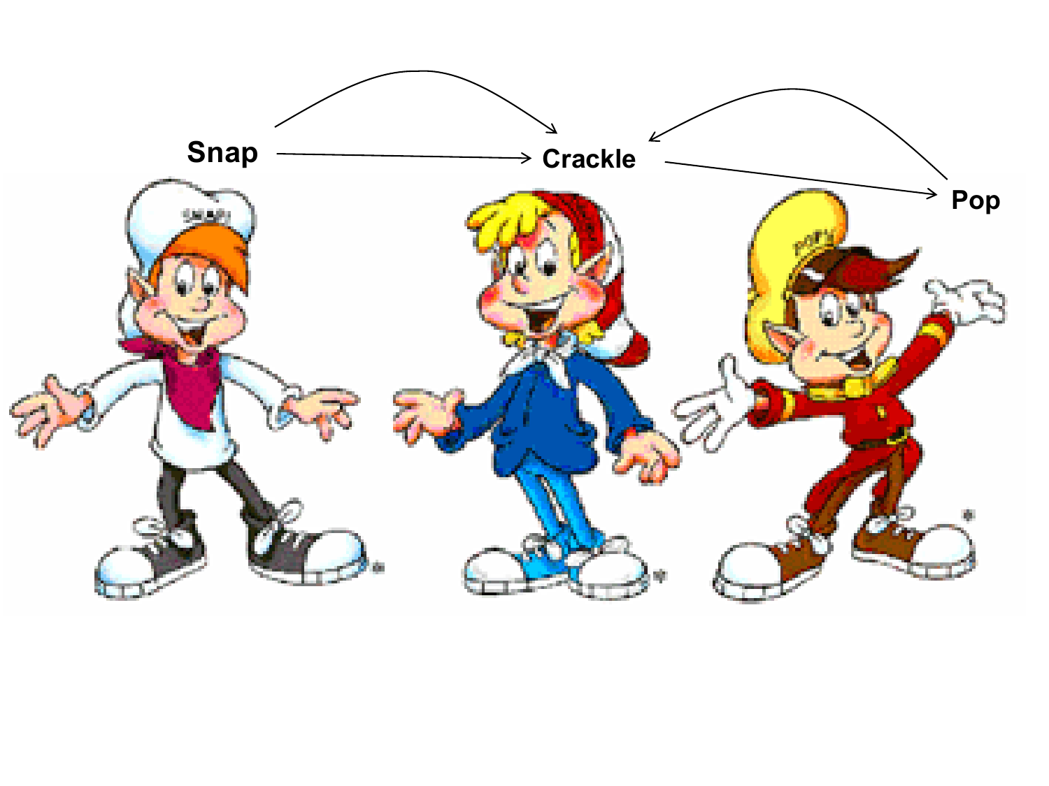Snap → Crackle → Pop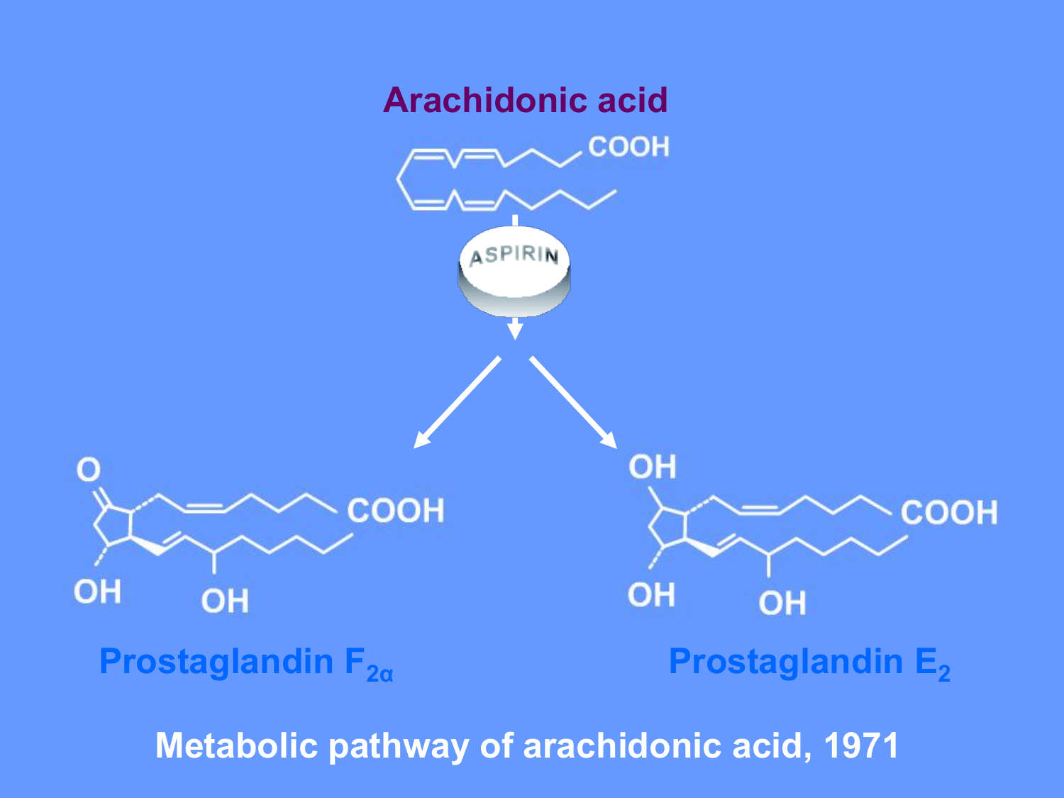# Arachidonic acid

COOH

ASPIRIN

O

COOH

OH OH

**Prostaglandin $F_{2\alpha}$**

OH

COOH

OH OH

**Prostaglandin $E_2$**

**Metabolic pathway of arachidonic acid, 1971**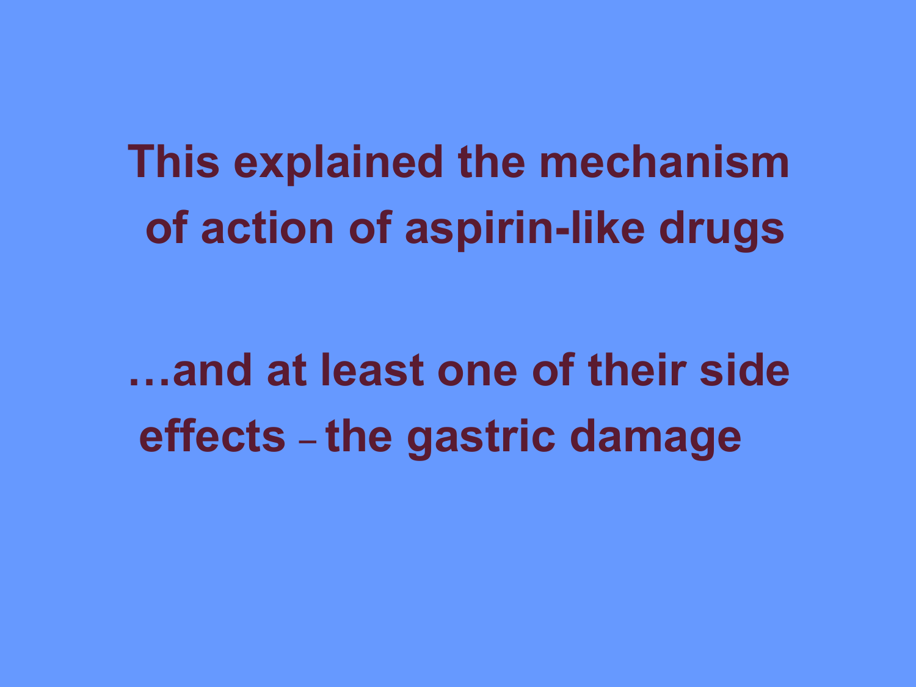**This explained the mechanism of action of aspirin-like drugs**

**…and at least one of their side effects – the gastric damage**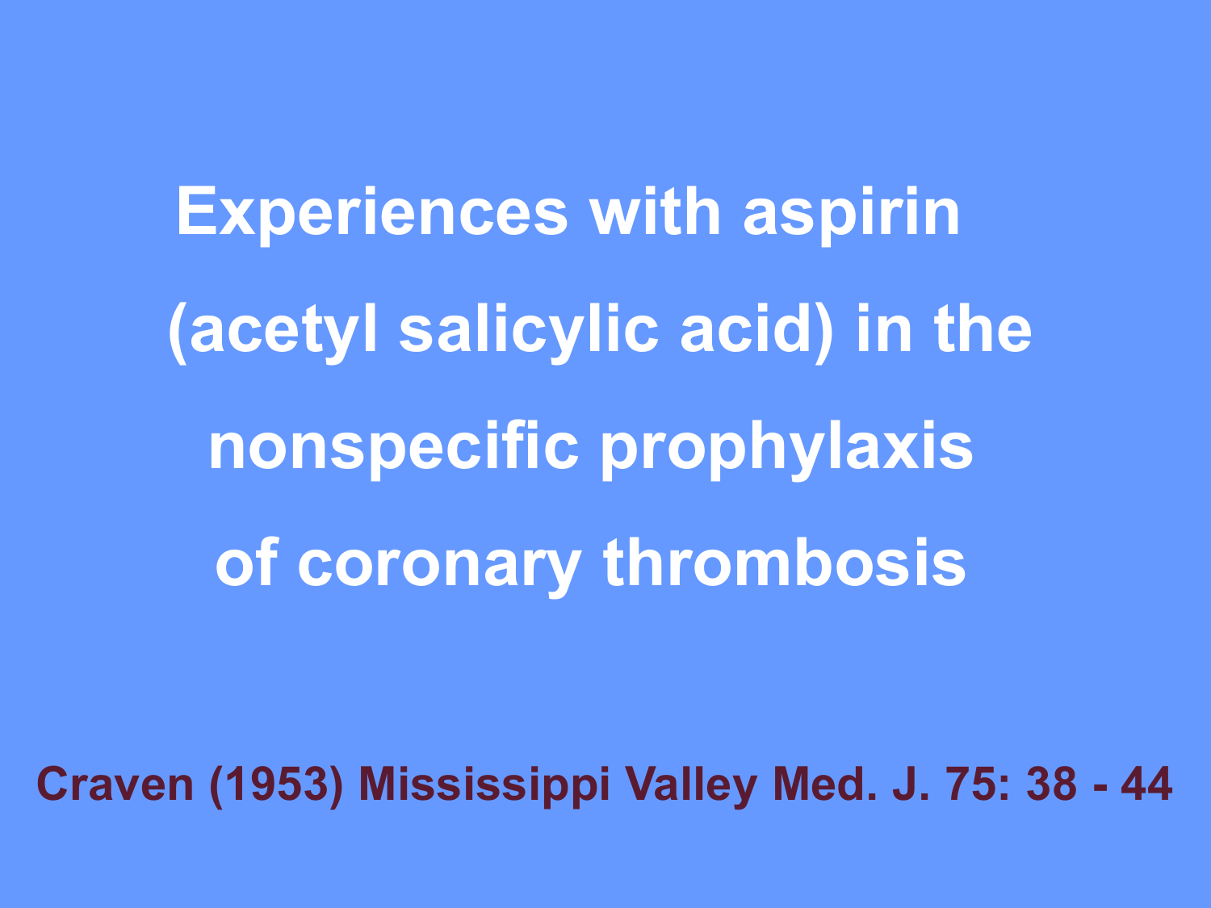# Experiences with aspirin (acetyl salicylic acid) in the nonspecific prophylaxis of coronary thrombosis

**Craven (1953) Mississippi Valley Med. J. 75: 38 - 44**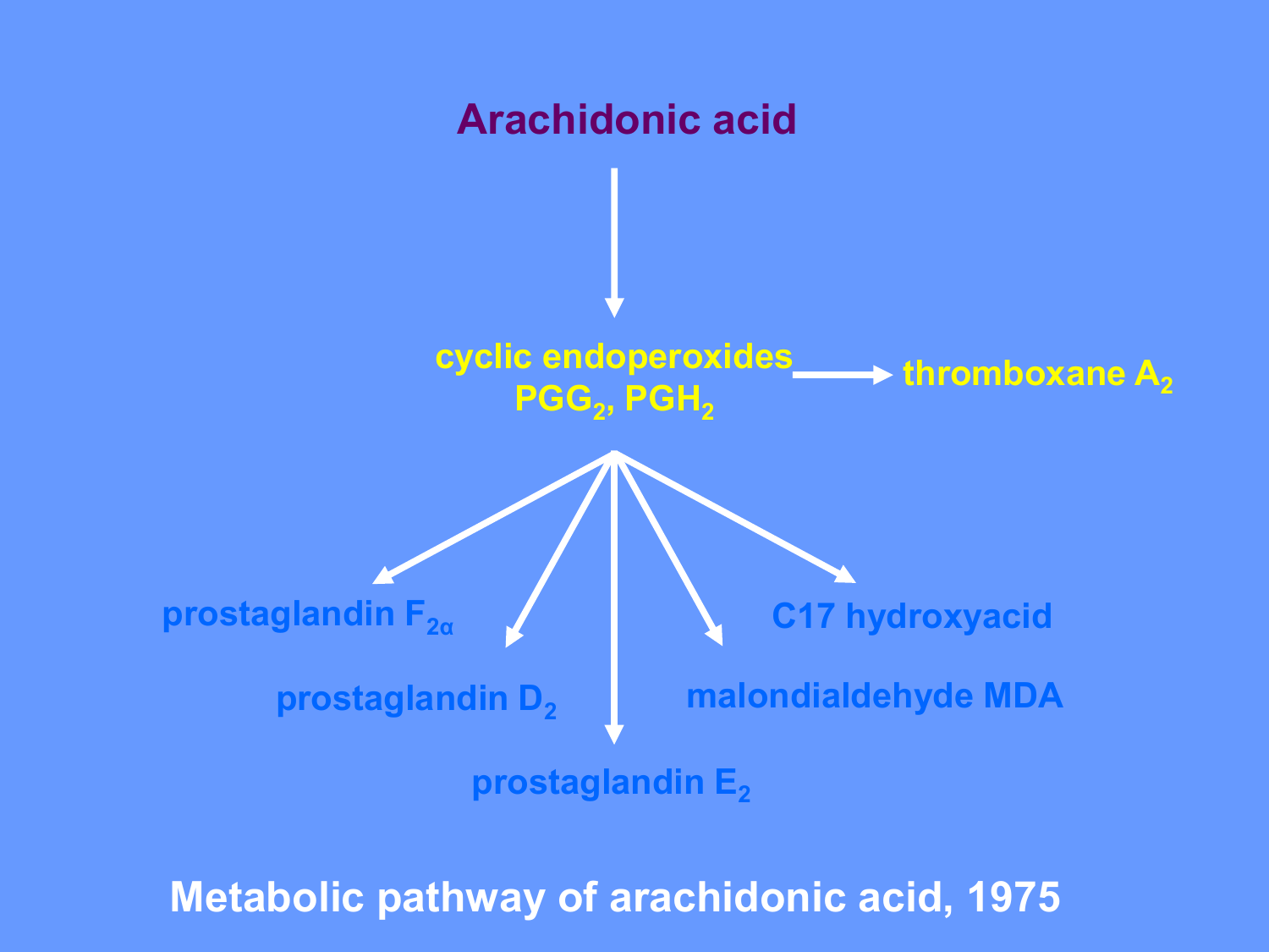**Arachidonic acid**

↓

**cyclic endoperoxides $PGG_2$, $PGH_2$** → **thromboxane $A_2$**

↓

- **prostaglandin $F_{2\alpha}$**
- **prostaglandin $D_2$**
- **prostaglandin $E_2$**
- **malondialdehyde MDA**
- **C17 hydroxyacid**

**Metabolic pathway of arachidonic acid, 1975**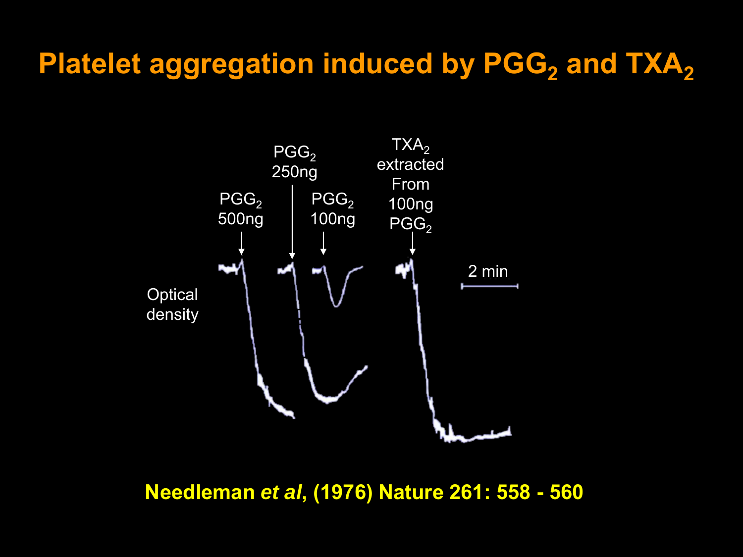# Platelet aggregation induced by $PGG_2$ and $TXA_2$

Optical density

$PGG_2$ 500ng

$PGG_2$ 250ng

$PGG_2$ 100ng

$TXA_2$ extracted From 100ng $PGG_2$

2 min

**Needleman *et al*, (1976) Nature 261: 558 - 560**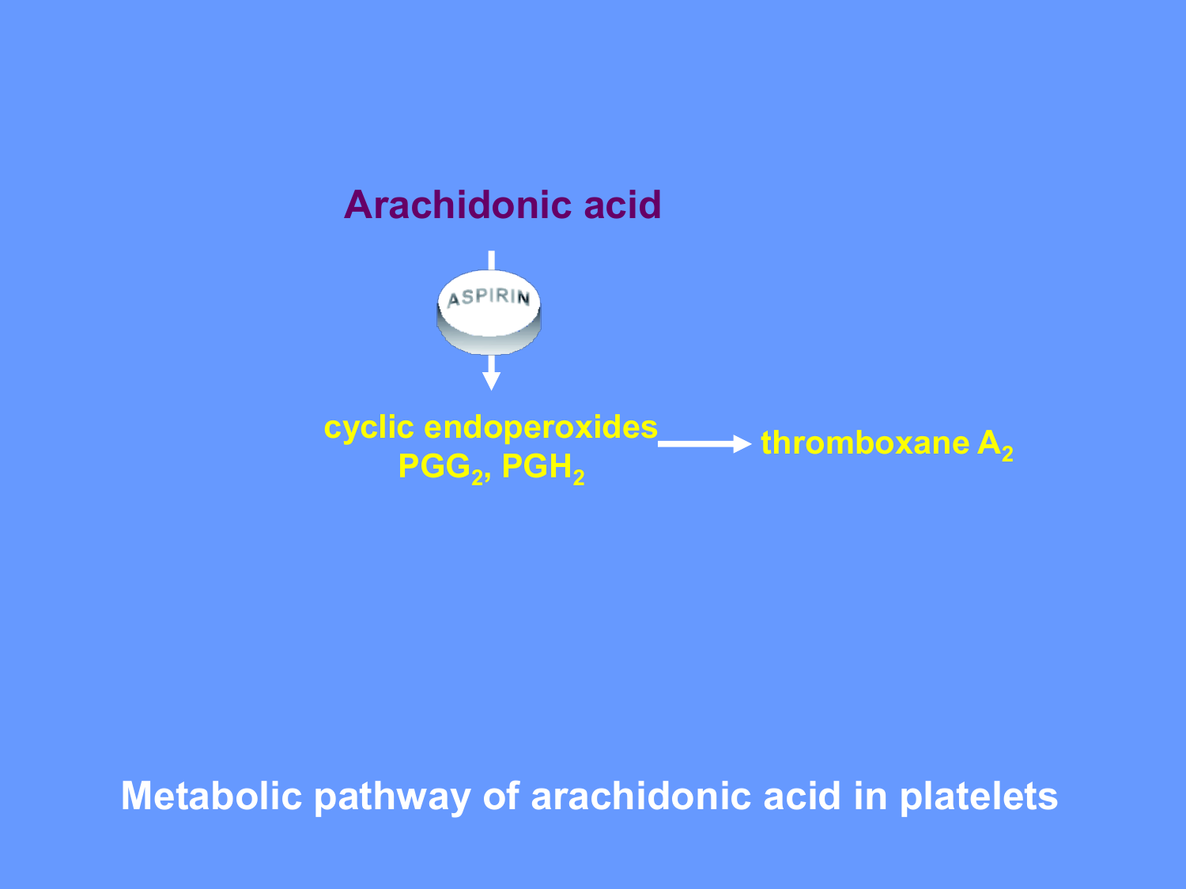Arachidonic acid

ASPIRIN

cyclic endoperoxides $PGG_2$, $PGH_2$ → thromboxane $A_2$

## Metabolic pathway of arachidonic acid in platelets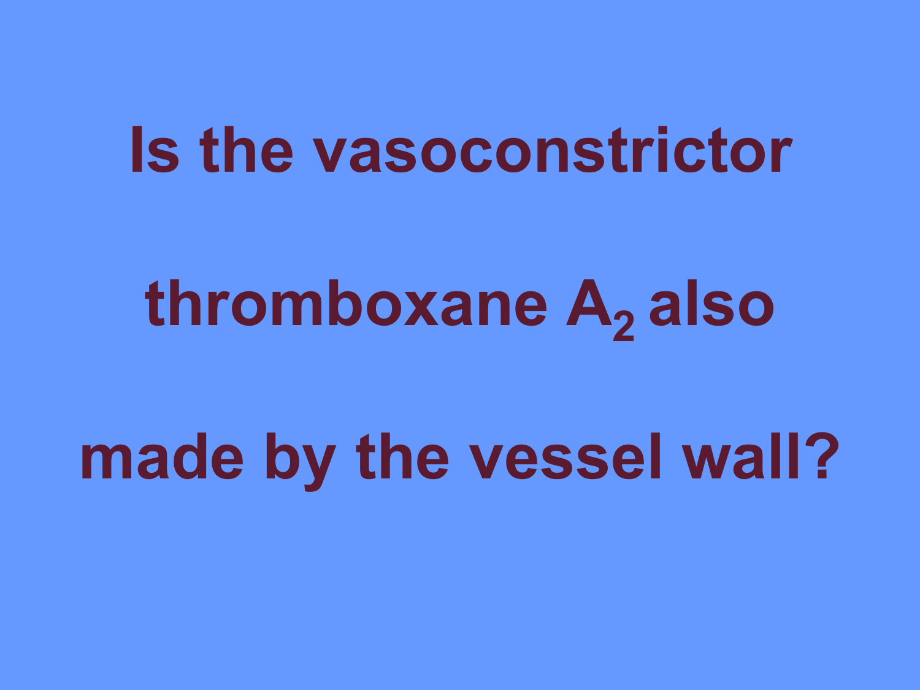# Is the vasoconstrictor thromboxane $A_2$ also made by the vessel wall?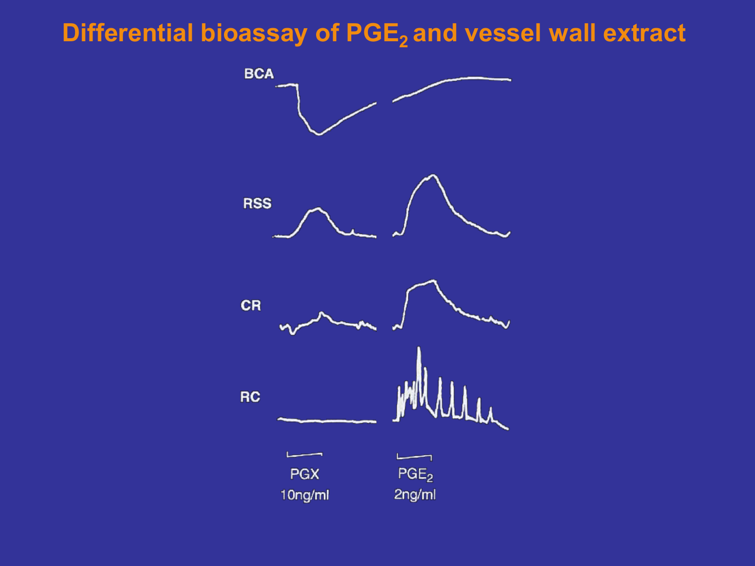# Differential bioassay of $PGE_2$ and vessel wall extract

BCA

RSS

CR

RC

PGX
10ng/ml

$PGE_2$
2ng/ml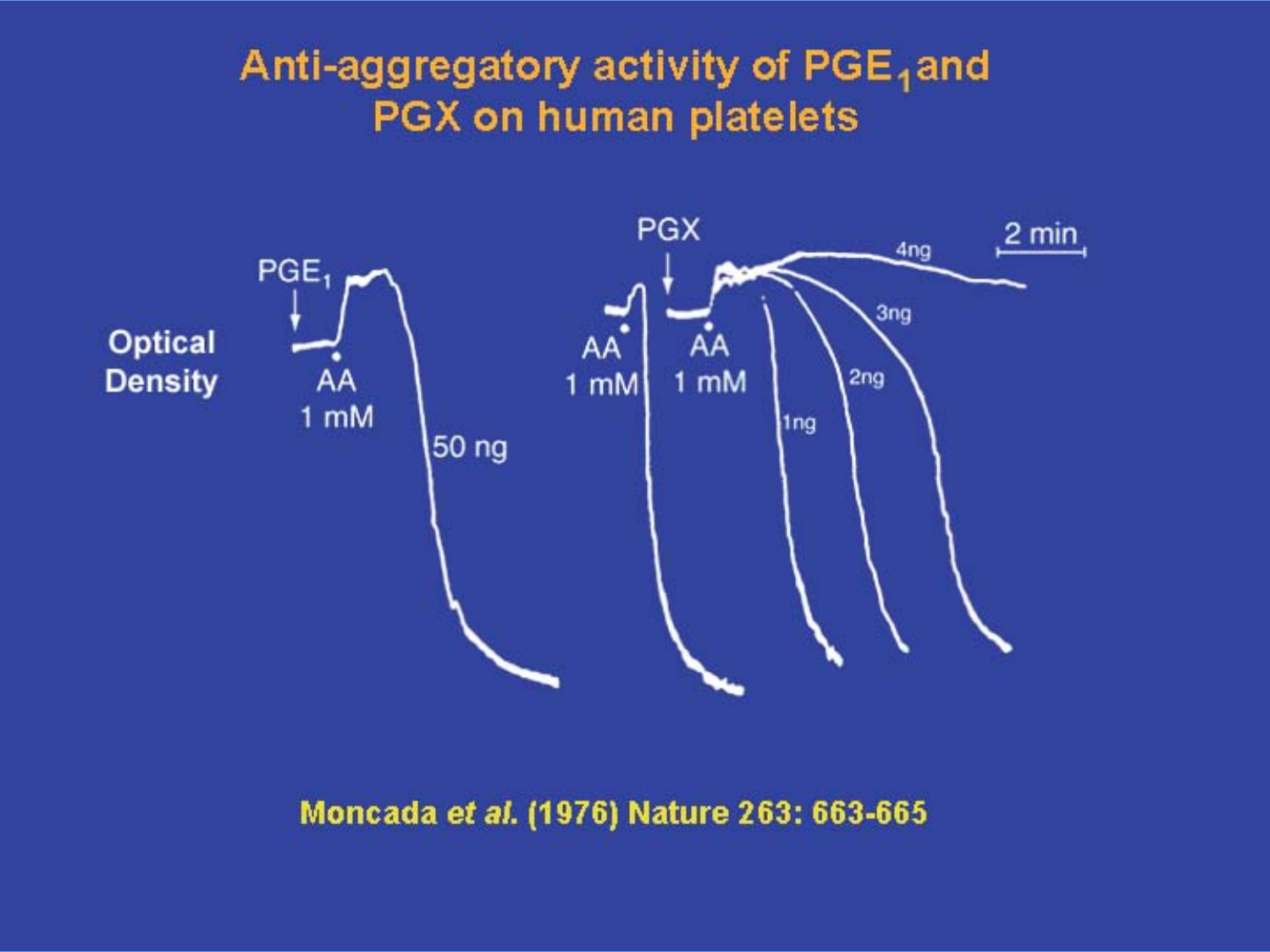# Anti-aggregatory activity of $PGE_1$ and PGX on human platelets

Optical Density

$PGE_1$

AA 1 mM

50 ng

PGX

AA 1 mM

AA 1 mM

4ng

3ng

2ng

1ng

2 min

Moncada *et al.* (1976) Nature 263: 663-665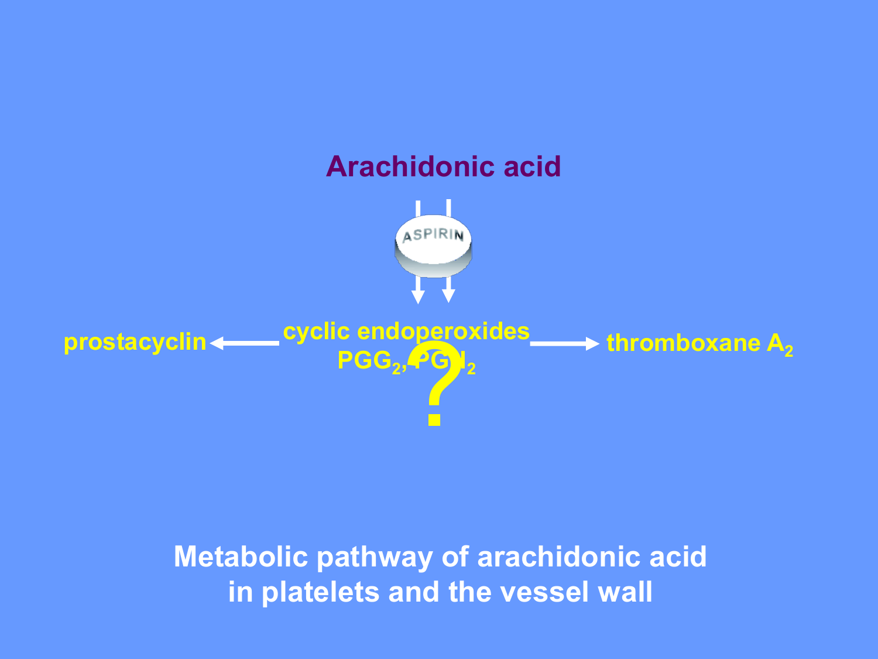Arachidonic acid

ASPIRIN

prostacyclin ← cyclic endoperoxides $PGG_2$, $PGH_2$ → thromboxane $A_2$

?

**Metabolic pathway of arachidonic acid in platelets and the vessel wall**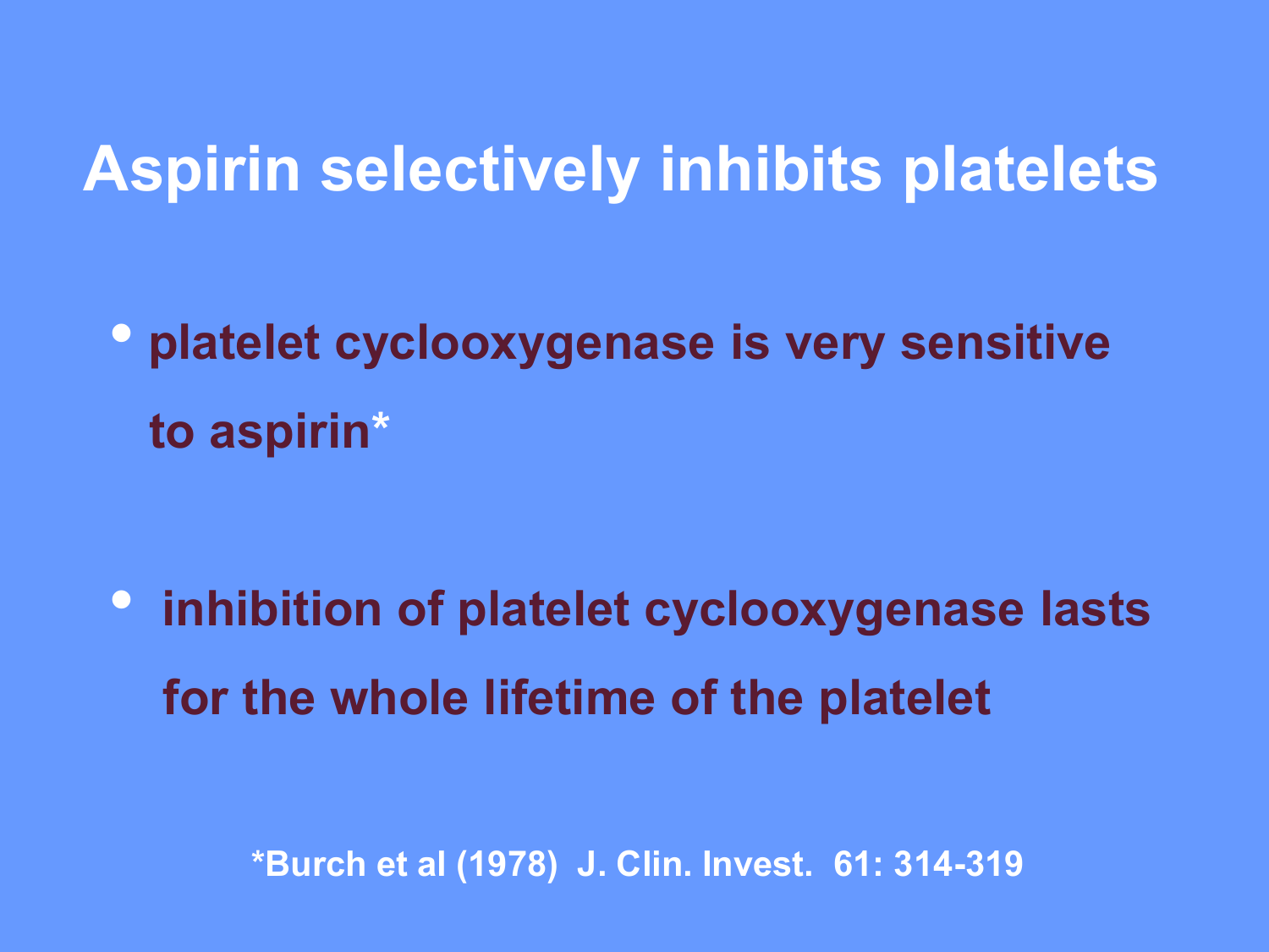# Aspirin selectively inhibits platelets

- platelet cyclooxygenase is very sensitive to aspirin*
- inhibition of platelet cyclooxygenase lasts for the whole lifetime of the platelet

*Burch et al (1978) J. Clin. Invest. 61: 314-319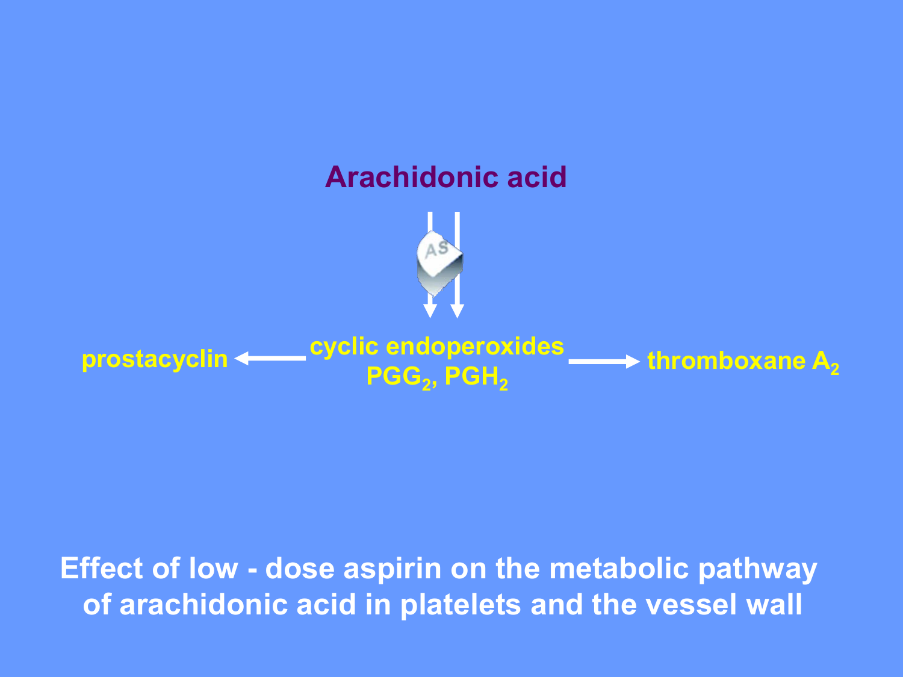Arachidonic acid

AS

prostacyclin ← cyclic endoperoxides $PGG_2$, $PGH_2$ → thromboxane $A_2$

**Effect of low - dose aspirin on the metabolic pathway of arachidonic acid in platelets and the vessel wall**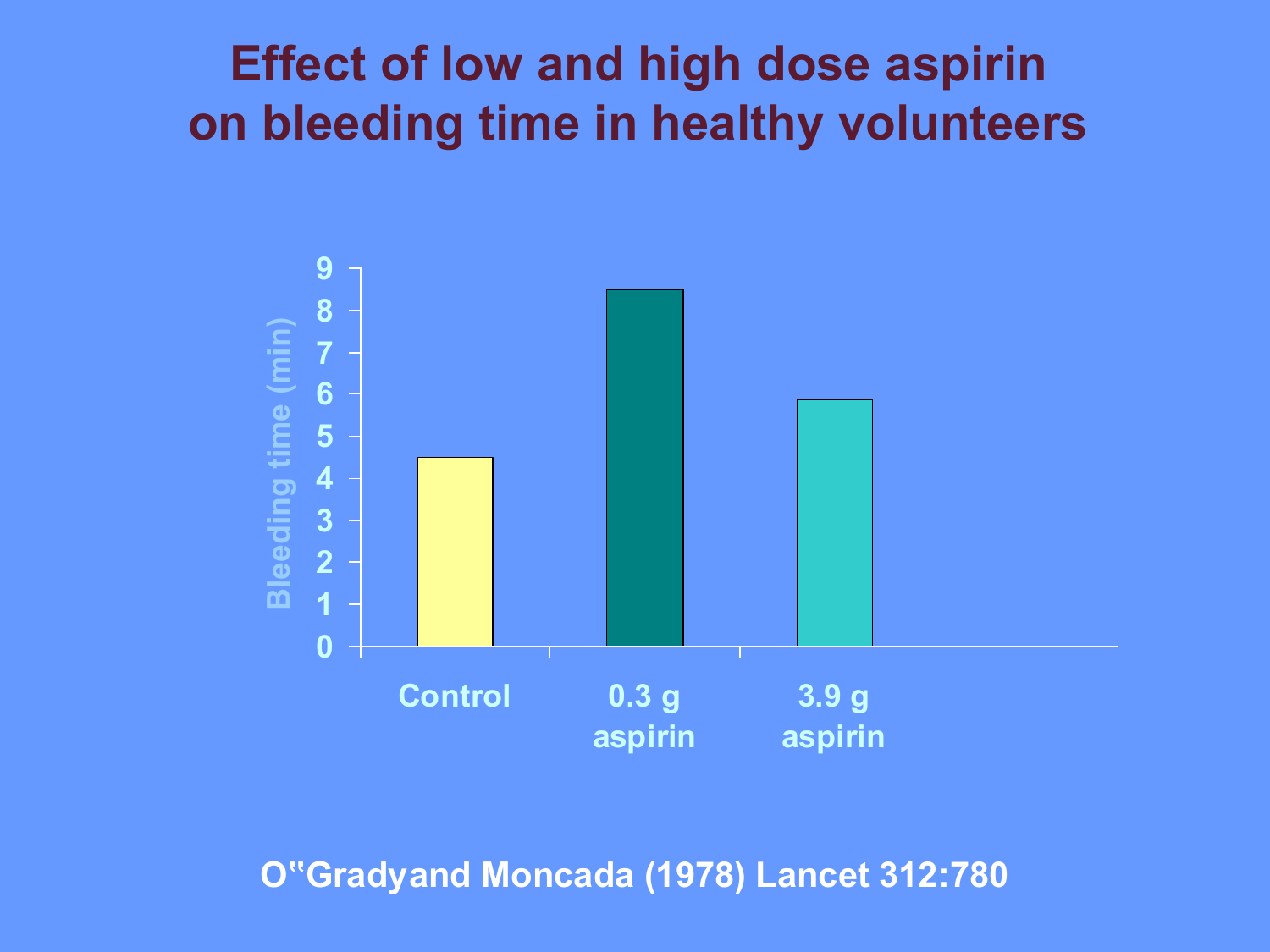# Effect of low and high dose aspirin on bleeding time in healthy volunteers

| | Bleeding time (min) |
|---|---|
| Control | ~4.5 |
| 0.3 g aspirin | ~8.5 |
| 3.9 g aspirin | ~5.9 |

O"Gradyand Moncada (1978) Lancet 312:780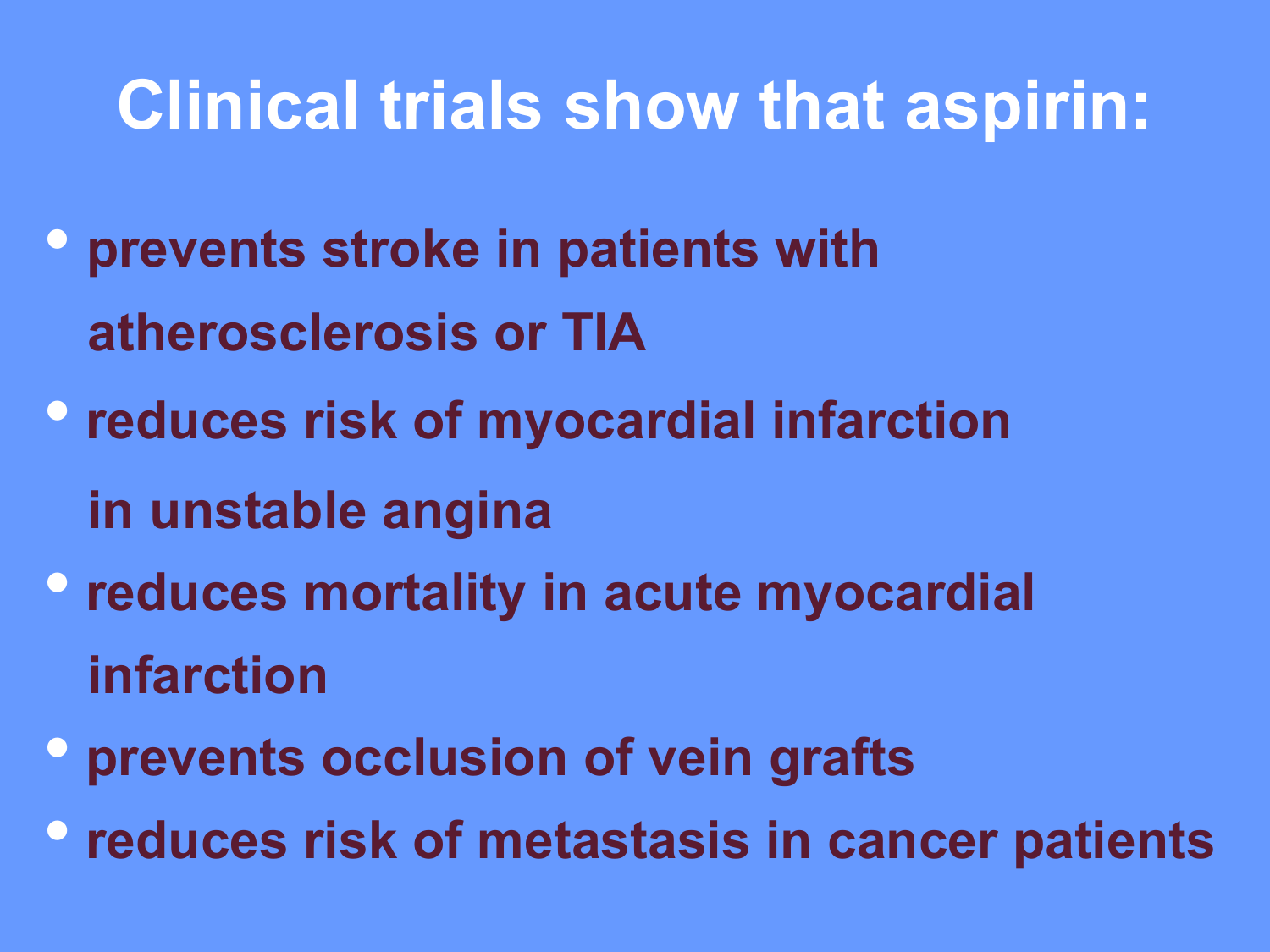# Clinical trials show that aspirin:

- **prevents stroke in patients with atherosclerosis or TIA**
- **reduces risk of myocardial infarction in unstable angina**
- **reduces mortality in acute myocardial infarction**
- **prevents occlusion of vein grafts**
- **reduces risk of metastasis in cancer patients**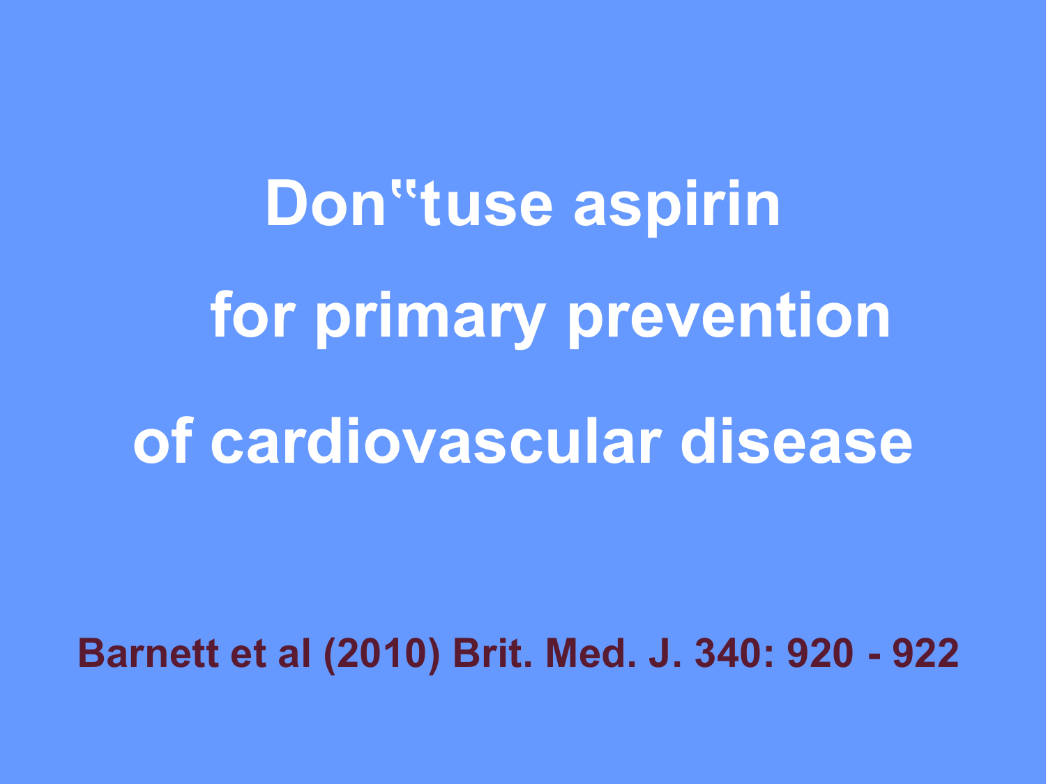# Don"tuse aspirin for primary prevention of cardiovascular disease

**Barnett et al (2010) Brit. Med. J. 340: 920 - 922**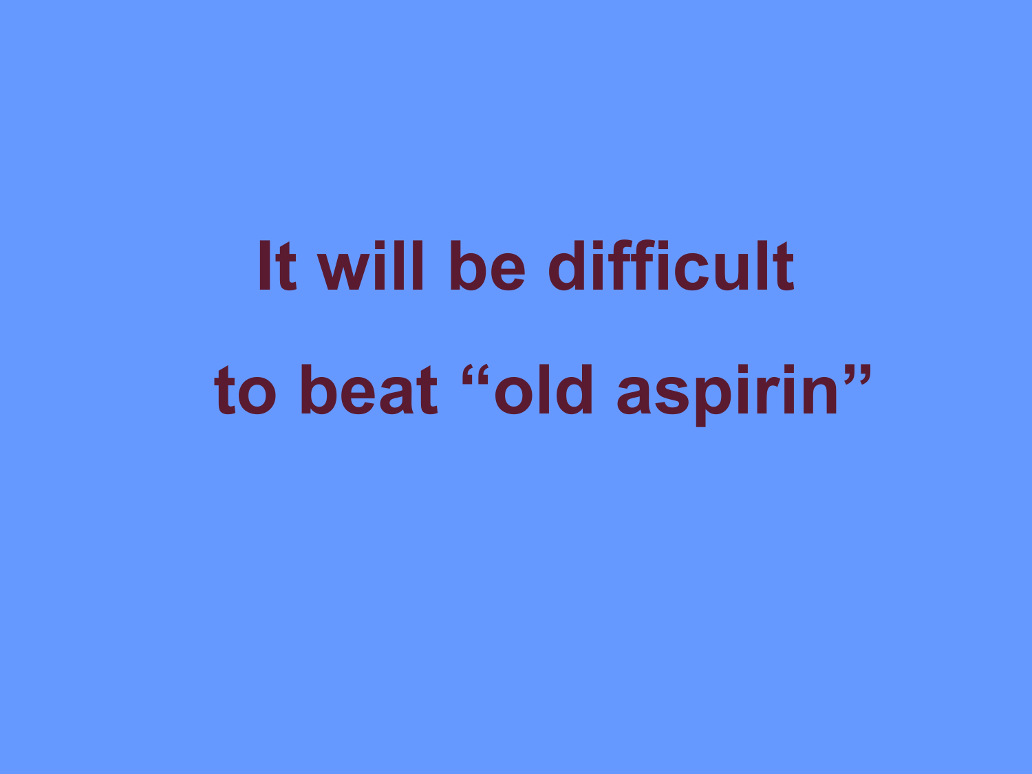**It will be difficult to beat “old aspirin”**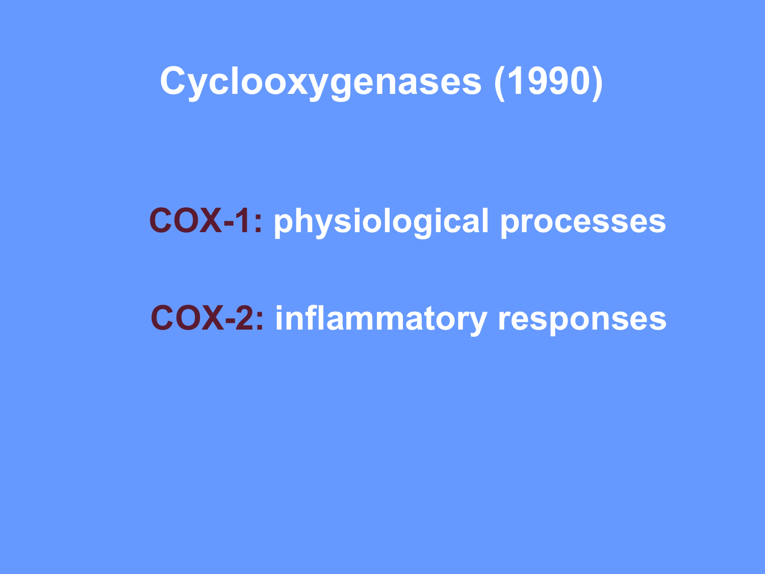# Cyclooxygenases (1990)

**COX-1:** physiological processes

**COX-2:** inflammatory responses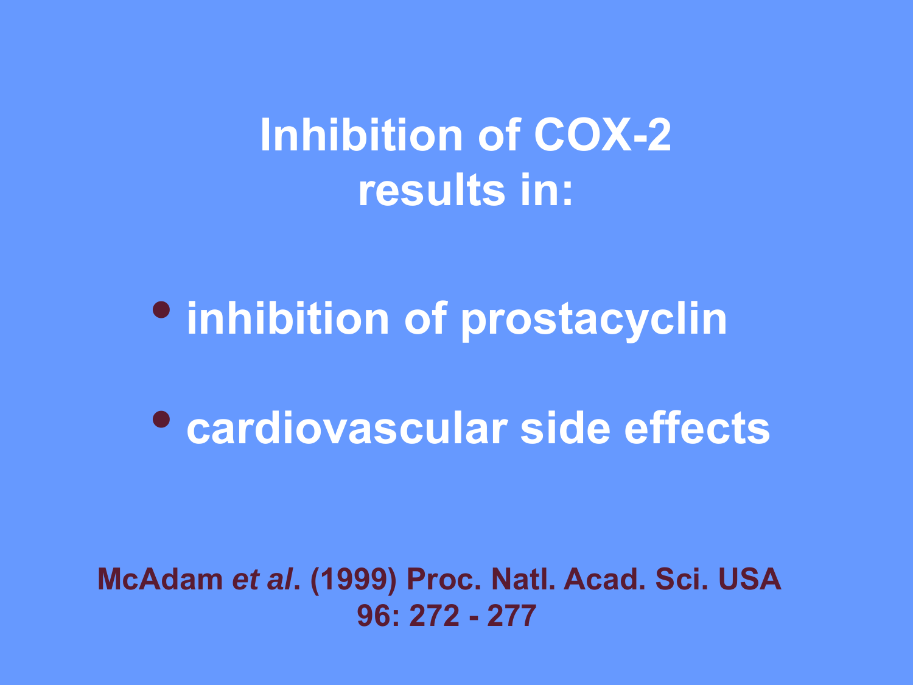# Inhibition of COX-2 results in:

- inhibition of prostacyclin
- cardiovascular side effects

McAdam *et al*. (1999) Proc. Natl. Acad. Sci. USA 96: 272 - 277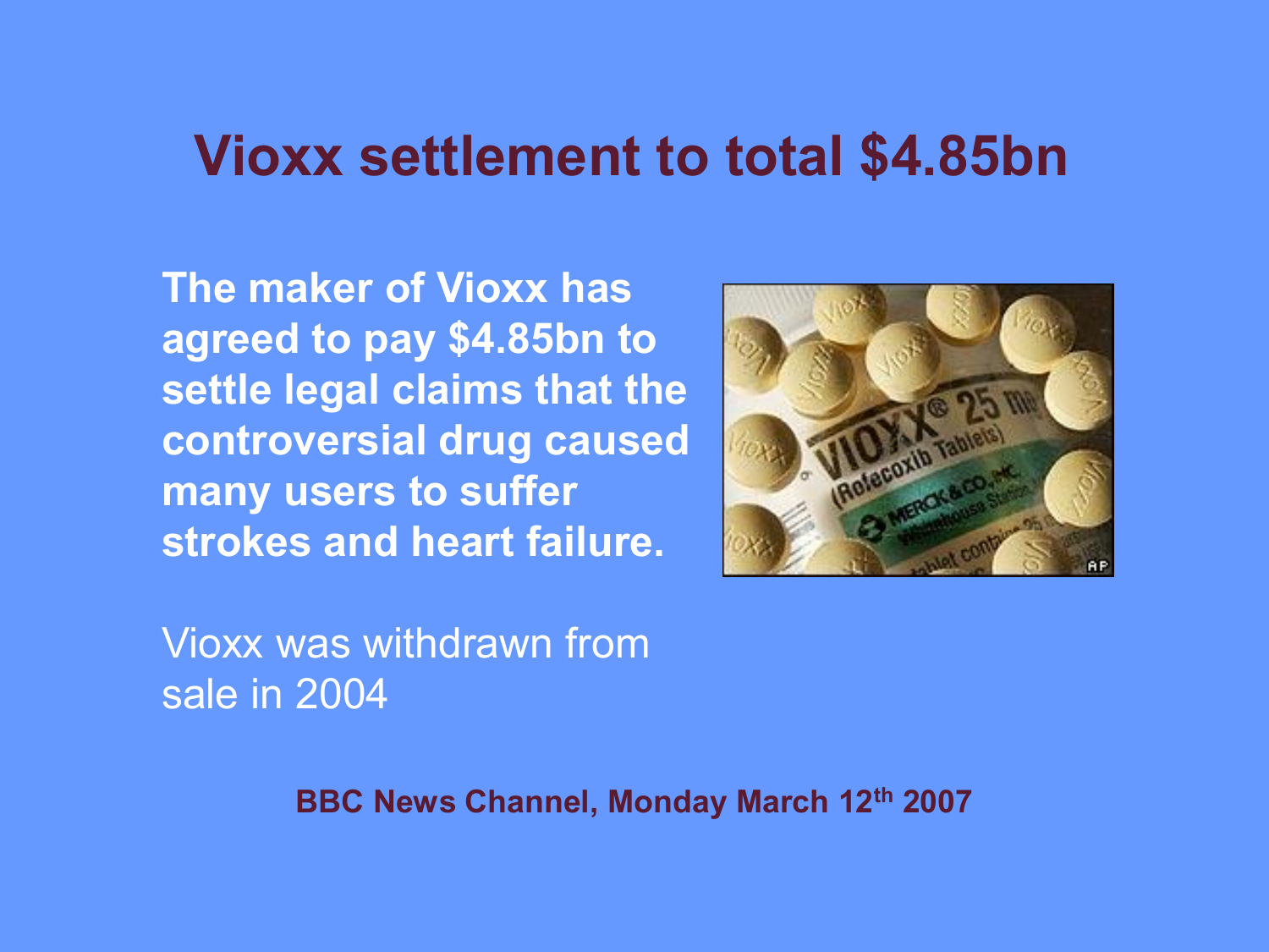# Vioxx settlement to total $4.85bn

**The maker of Vioxx has agreed to pay $4.85bn to settle legal claims that the controversial drug caused many users to suffer strokes and heart failure.**

Vioxx was withdrawn from sale in 2004

**BBC News Channel, Monday March 12th 2007**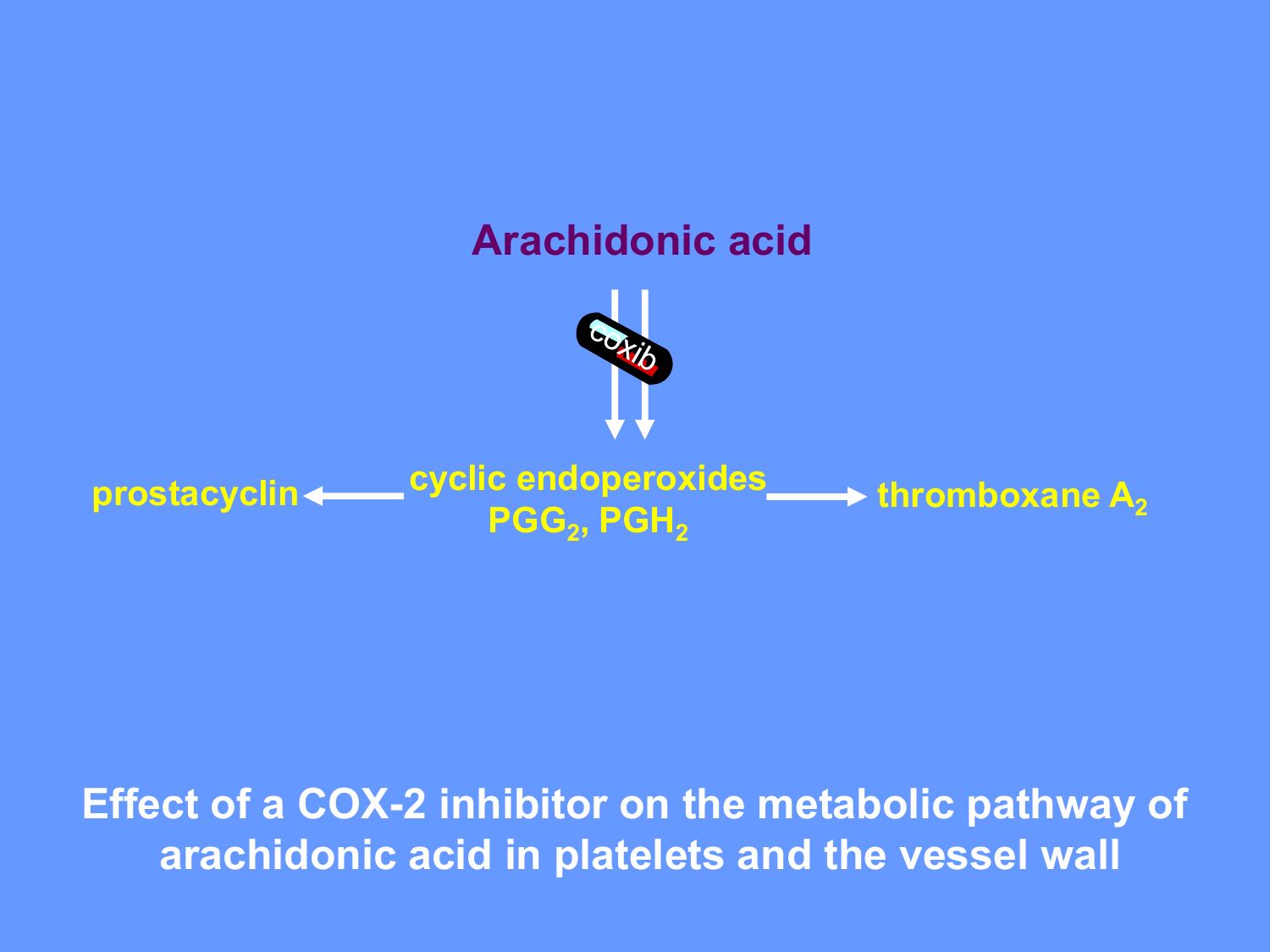Arachidonic acid

coxib

prostacyclin ← cyclic endoperoxides $PGG_2$, $PGH_2$ → thromboxane $A_2$

**Effect of a COX-2 inhibitor on the metabolic pathway of arachidonic acid in platelets and the vessel wall**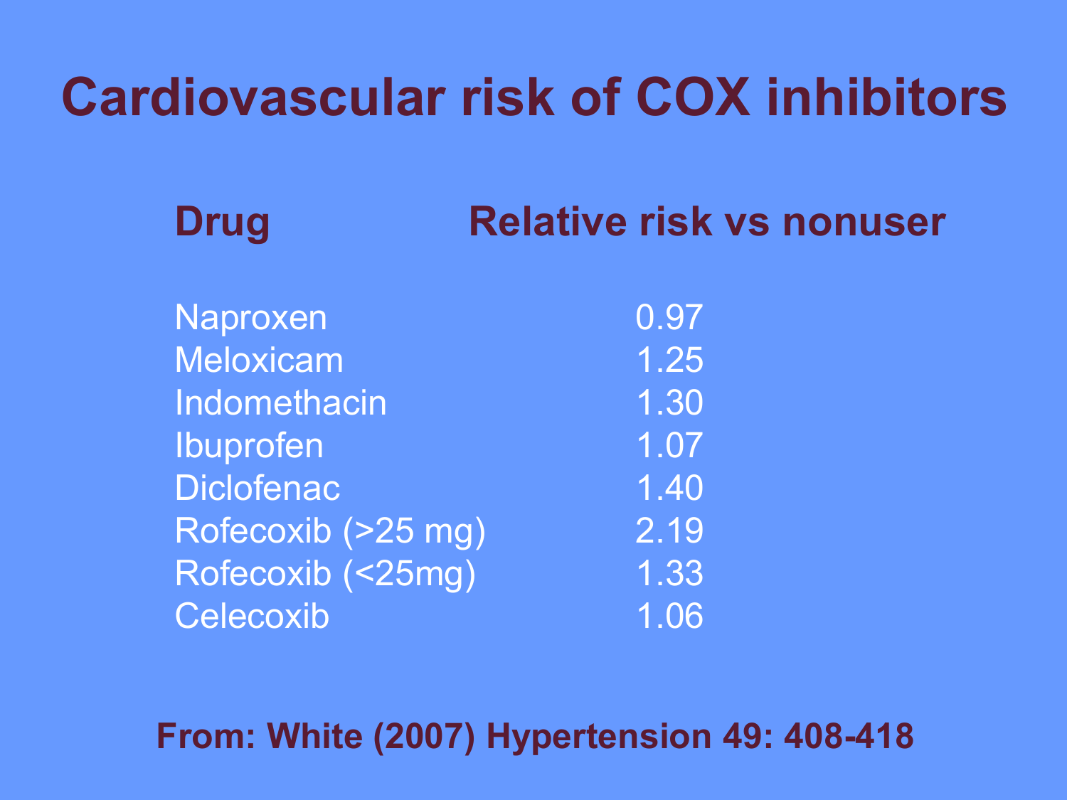# Cardiovascular risk of COX inhibitors

| Drug | Relative risk vs nonuser |
| --- | --- |
| Naproxen | 0.97 |
| Meloxicam | 1.25 |
| Indomethacin | 1.30 |
| Ibuprofen | 1.07 |
| Diclofenac | 1.40 |
| Rofecoxib (>25 mg) | 2.19 |
| Rofecoxib (<25mg) | 1.33 |
| Celecoxib | 1.06 |

**From: White (2007) Hypertension 49: 408-418**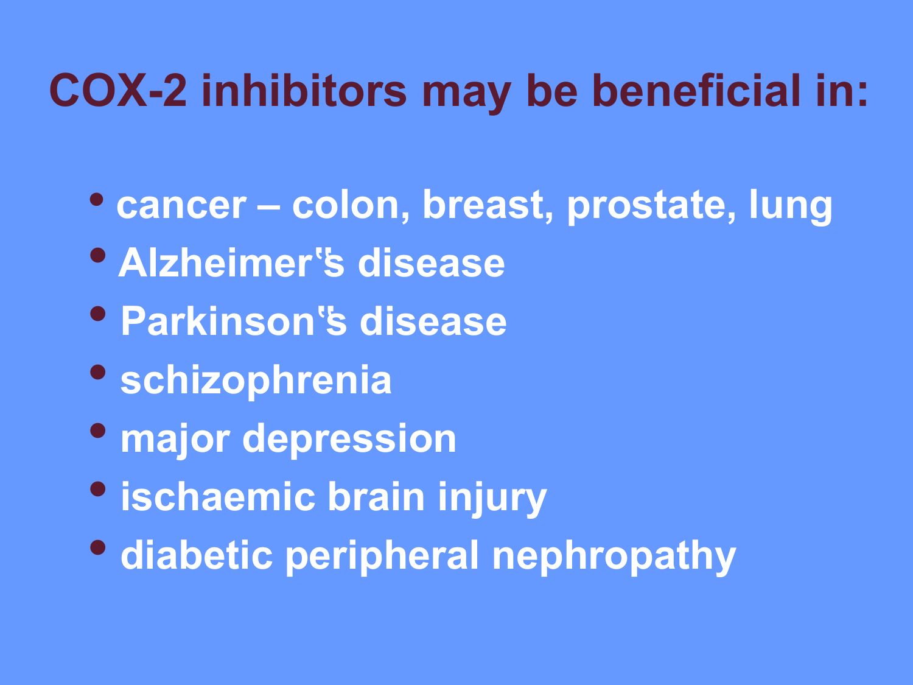# COX-2 inhibitors may be beneficial in:

- cancer – colon, breast, prostate, lung
- Alzheimer's disease
- Parkinson's disease
- schizophrenia
- major depression
- ischaemic brain injury
- diabetic peripheral nephropathy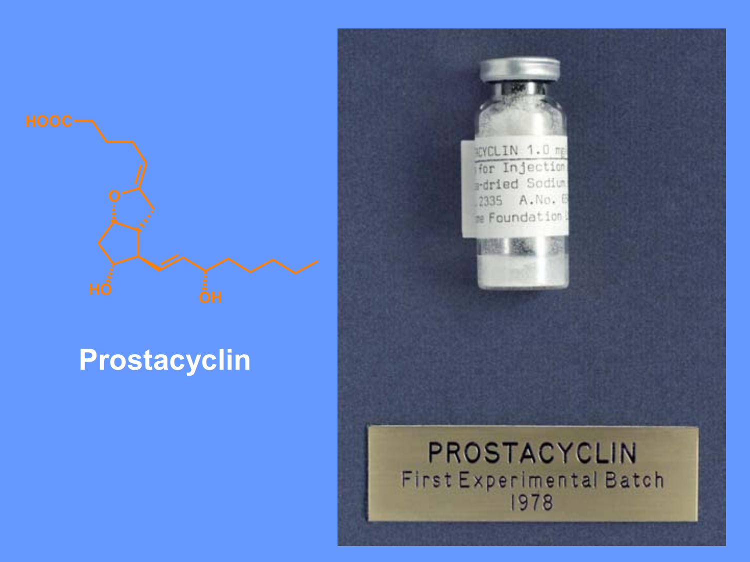**Prostacyclin**

PROSTACYCLIN

First Experimental Batch

1978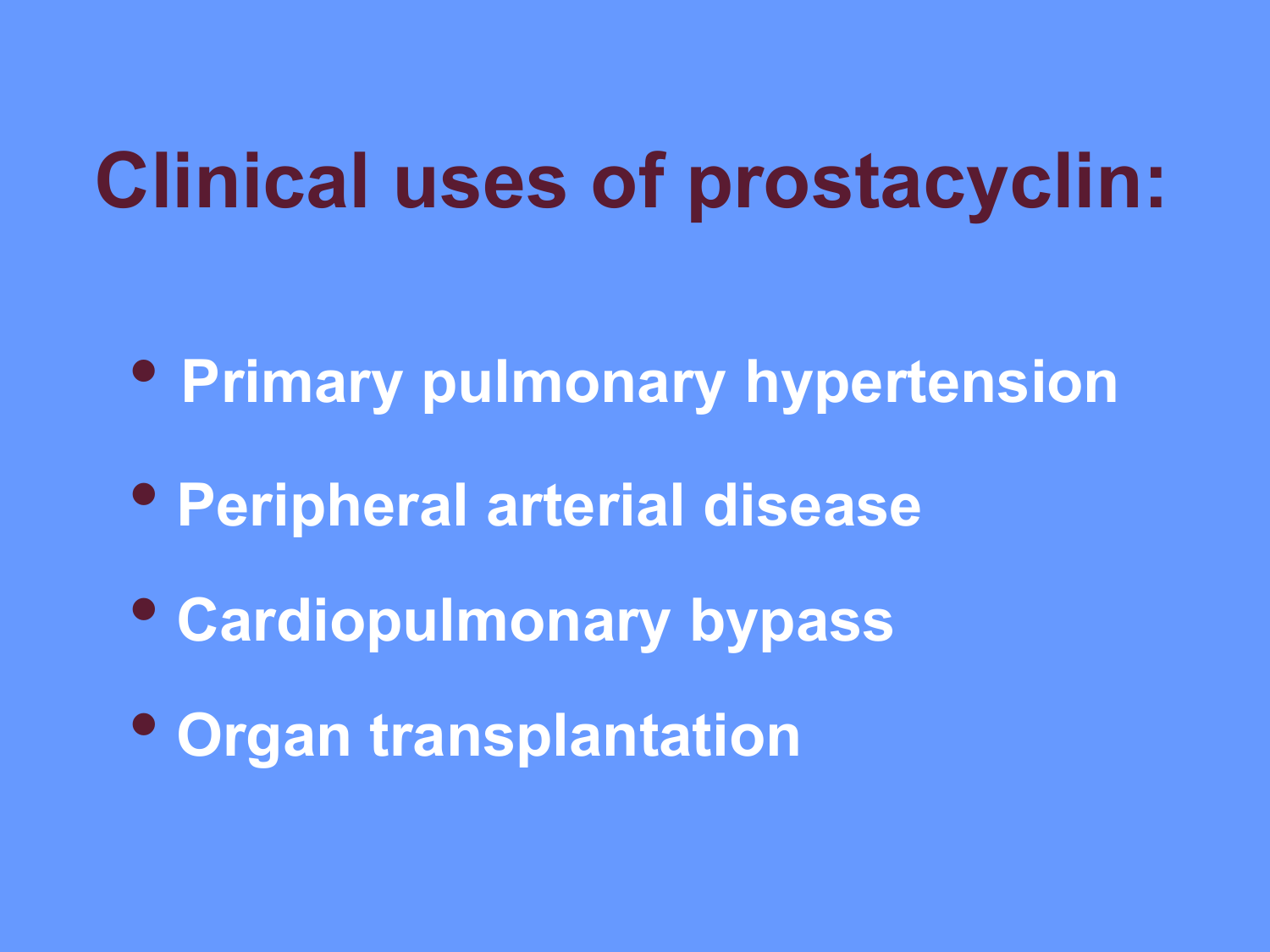# Clinical uses of prostacyclin:

- Primary pulmonary hypertension
- Peripheral arterial disease
- Cardiopulmonary bypass
- Organ transplantation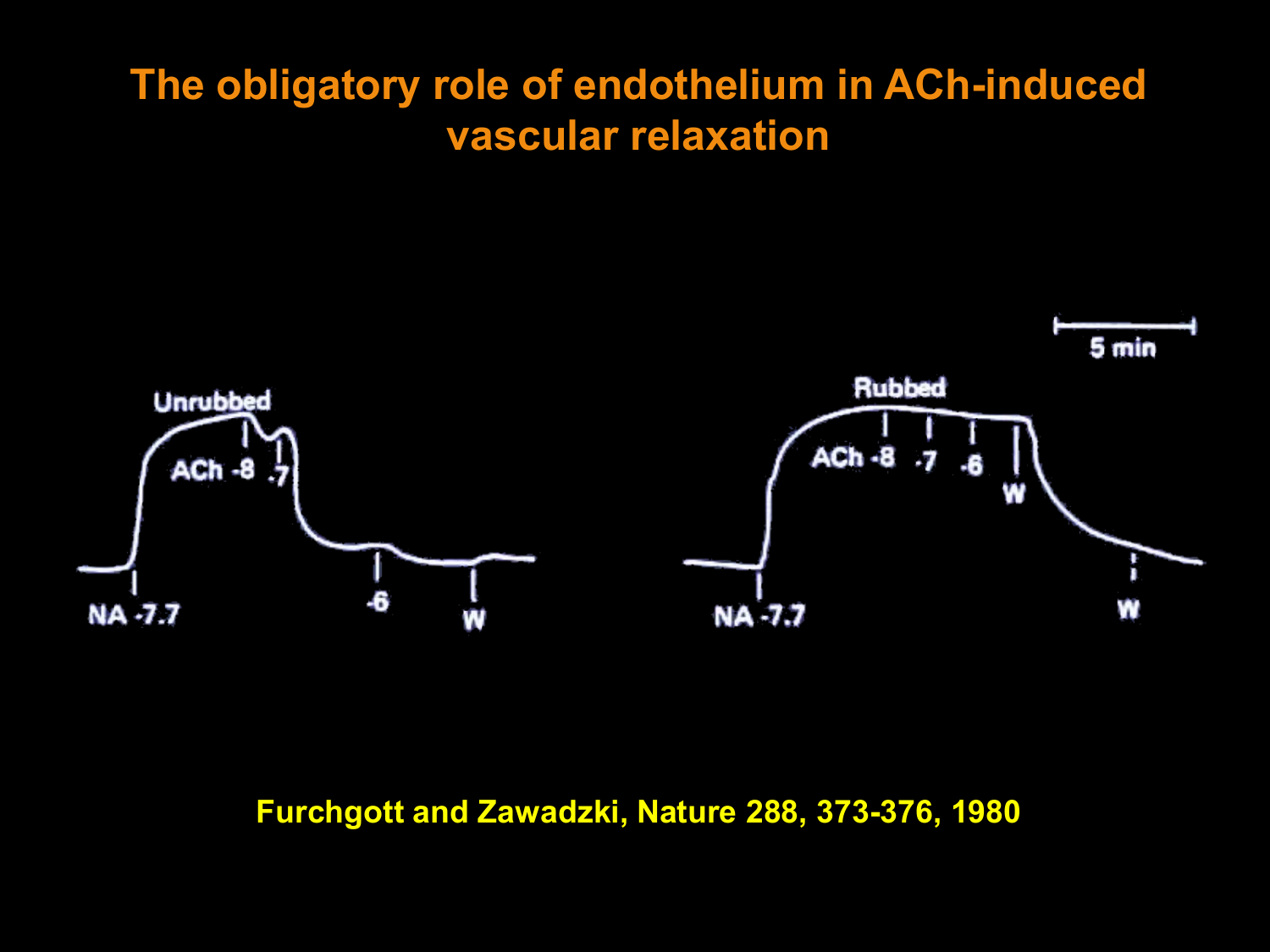# The obligatory role of endothelium in ACh-induced vascular relaxation

Unrubbed

ACh -8 -7

NA -7.7

-6

W

Rubbed

ACh -8 -7 -6

W

NA -7.7

W

5 min

Furchgott and Zawadzki, Nature 288, 373-376, 1980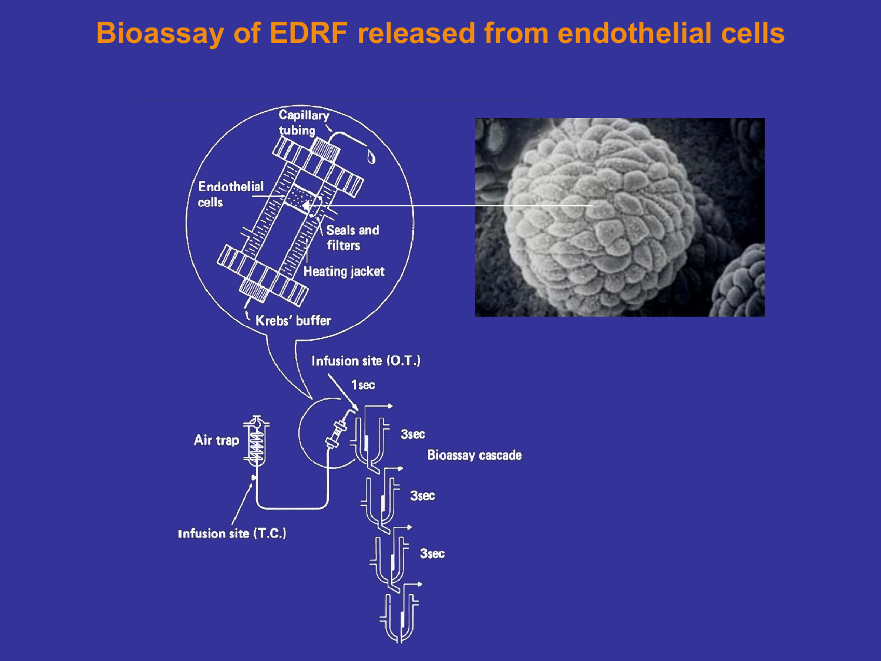# Bioassay of EDRF released from endothelial cells

Capillary tubing

Endothelial cells

Seals and filters

Heating jacket

Krebs' buffer

Infusion site (O.T.)

1sec

3sec

Bioassay cascade

3sec

3sec

Air trap

Infusion site (T.C.)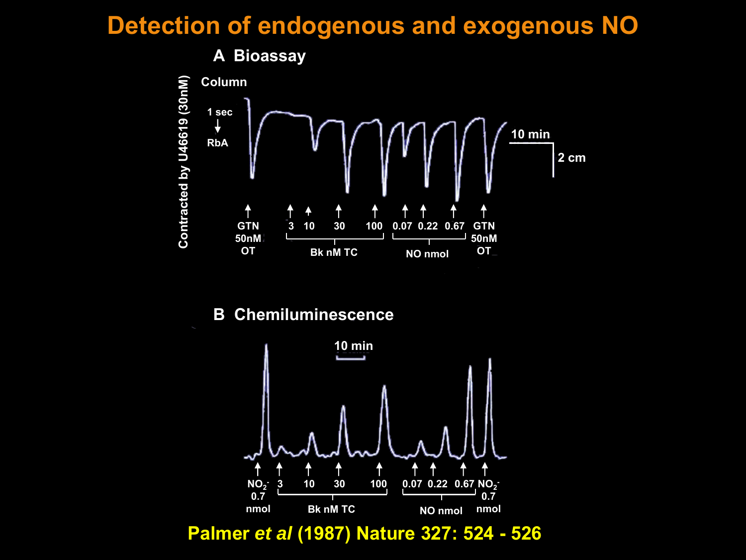# Detection of endogenous and exogenous NO

## A Bioassay

Column

1 sec → RbA

Contracted by U46619 (30nM)

10 min

2 cm

GTN 50nM OT | 3 | 10 | 30 | 100 (Bk nM TC) | 0.07 | 0.22 | 0.67 (NO nmol) | GTN 50nM OT

## B Chemiluminescence

10 min

$NO_2^-$ 0.7 nmol | 3 | 10 | 30 | 100 (Bk nM TC) | 0.07 | 0.22 | 0.67 (NO nmol) | $NO_2^-$ 0.7 nmol

Palmer *et al* (1987) Nature 327: 524 - 526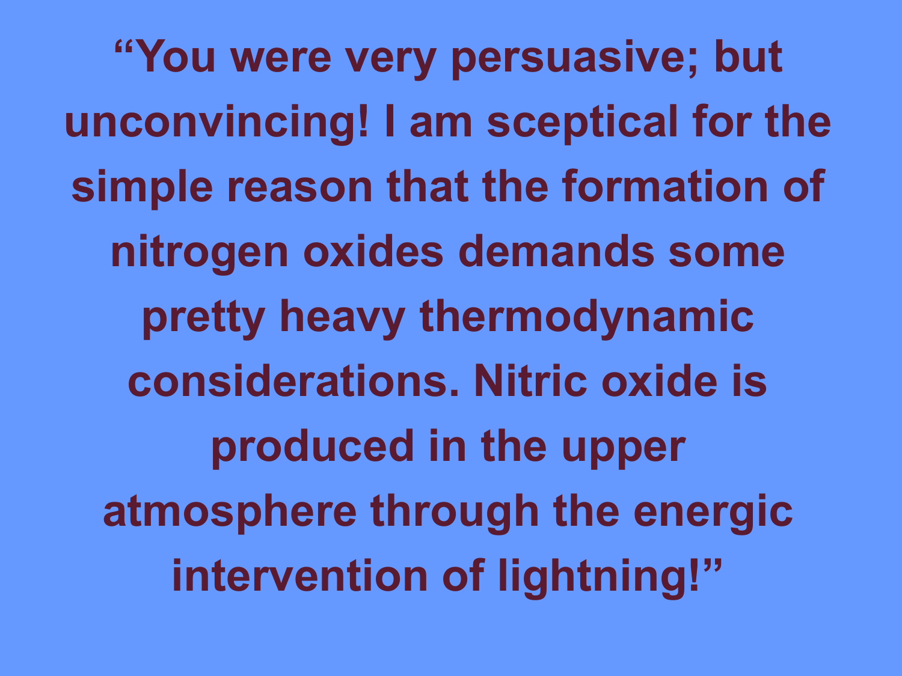**“You were very persuasive; but unconvincing! I am sceptical for the simple reason that the formation of nitrogen oxides demands some pretty heavy thermodynamic considerations. Nitric oxide is produced in the upper atmosphere through the energic intervention of lightning!”**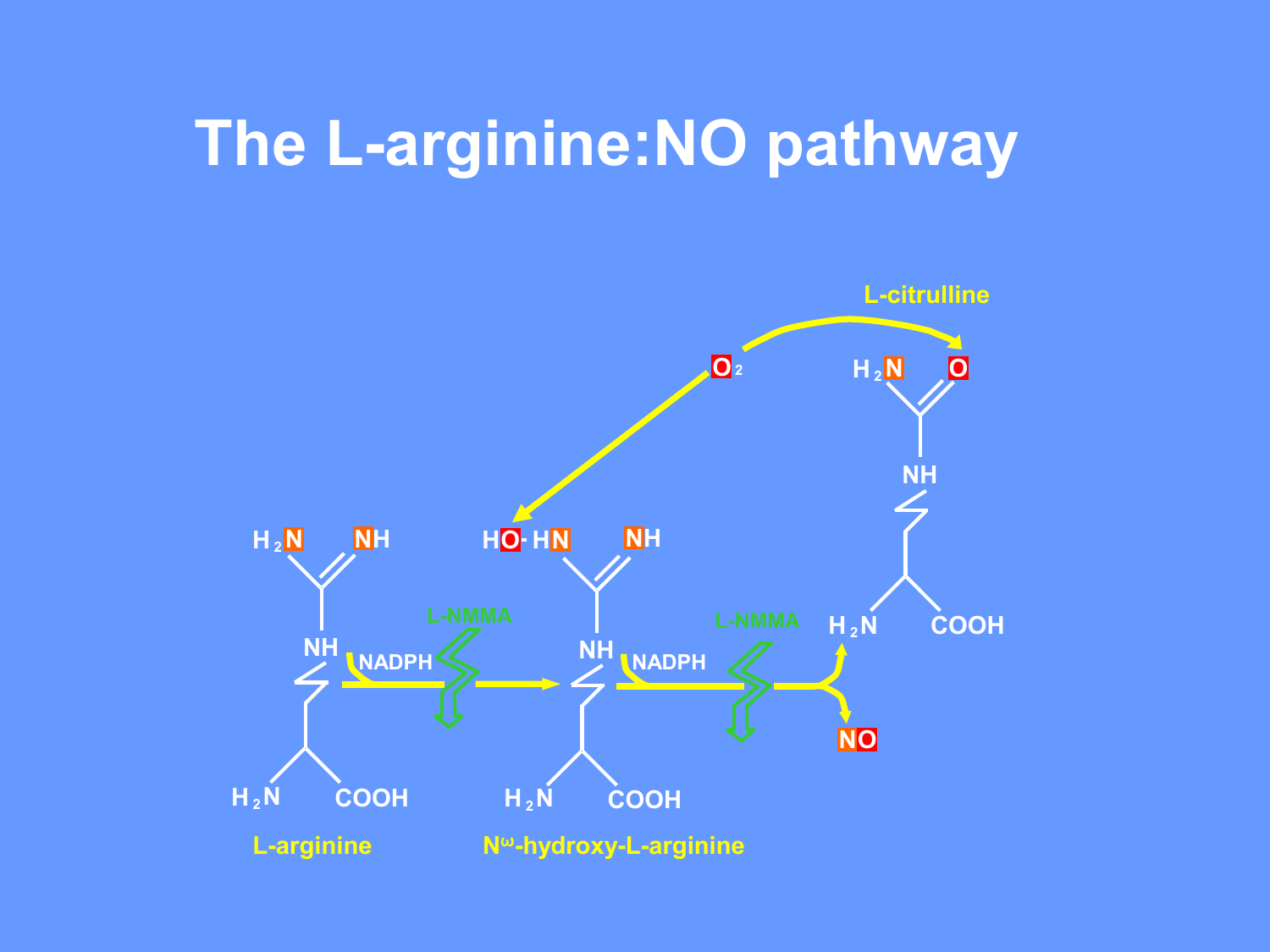# The L-arginine:NO pathway

L-arginine

$N^{\omega}$-hydroxy-L-arginine

L-citrulline

NADPH

NADPH

L-NMMA

L-NMMA

$O_2$

NO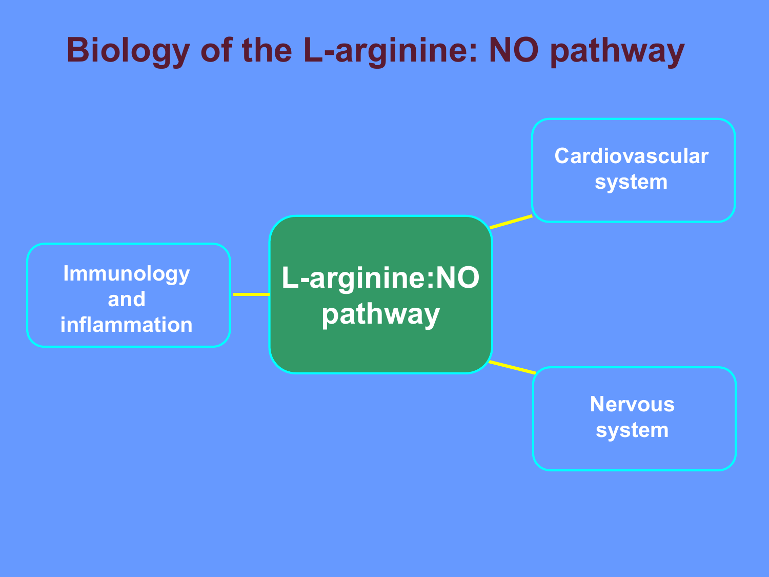# Biology of the L-arginine: NO pathway

- L-arginine:NO pathway
  - Cardiovascular system
  - Immunology and inflammation
  - Nervous system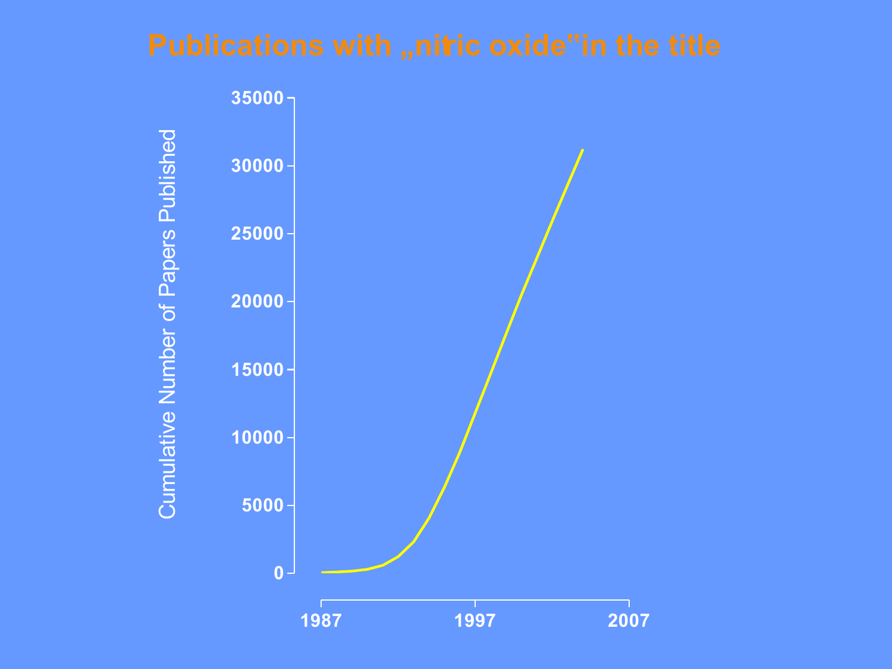# Publications with „nitric oxide"in the title

Cumulative Number of Papers Published

35000
30000
25000
20000
15000
10000
5000
0

1987 1997 2007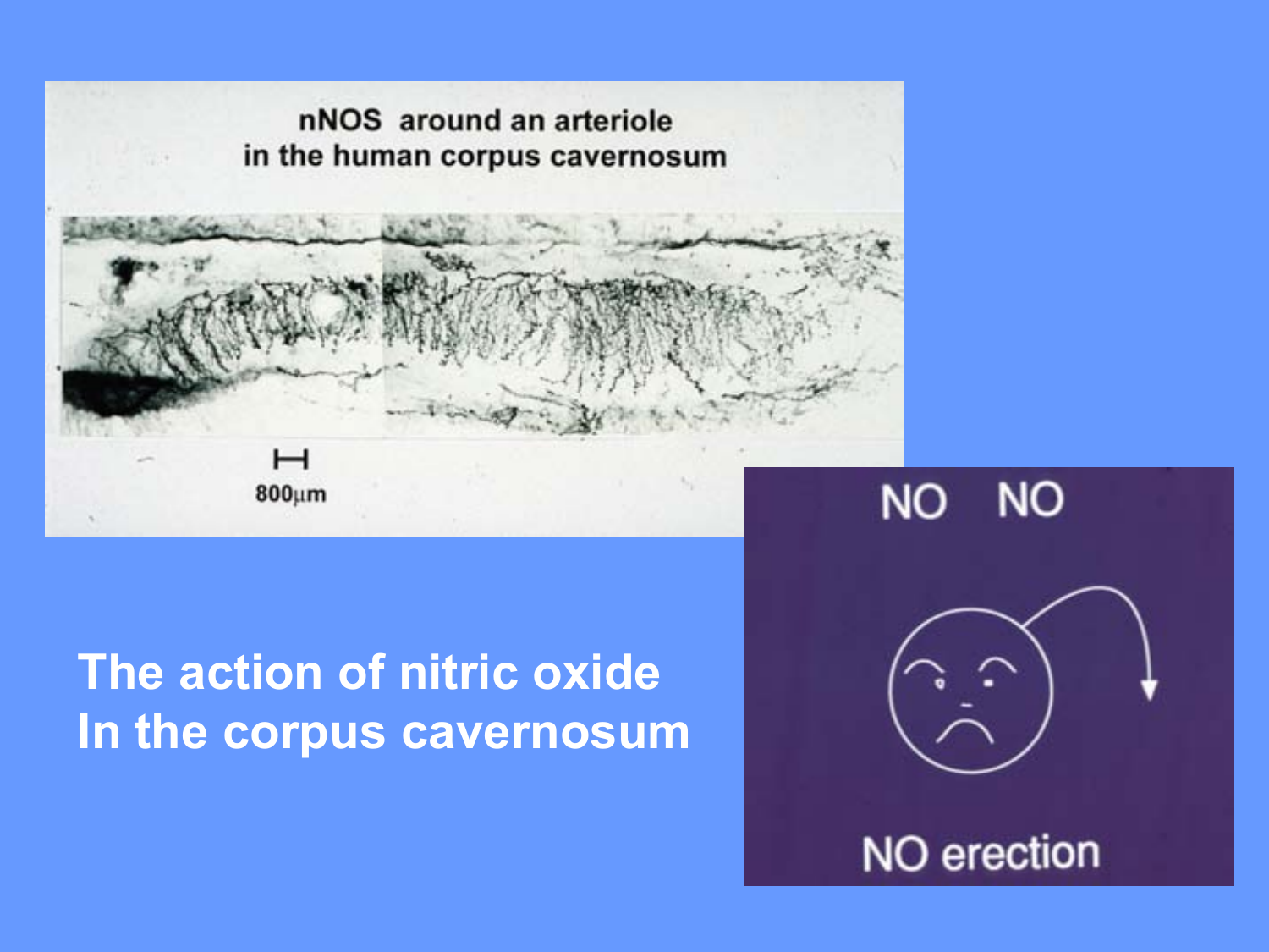nNOS around an arteriole in the human corpus cavernosum

800µm

# The action of nitric oxide In the corpus cavernosum

NO NO

NO erection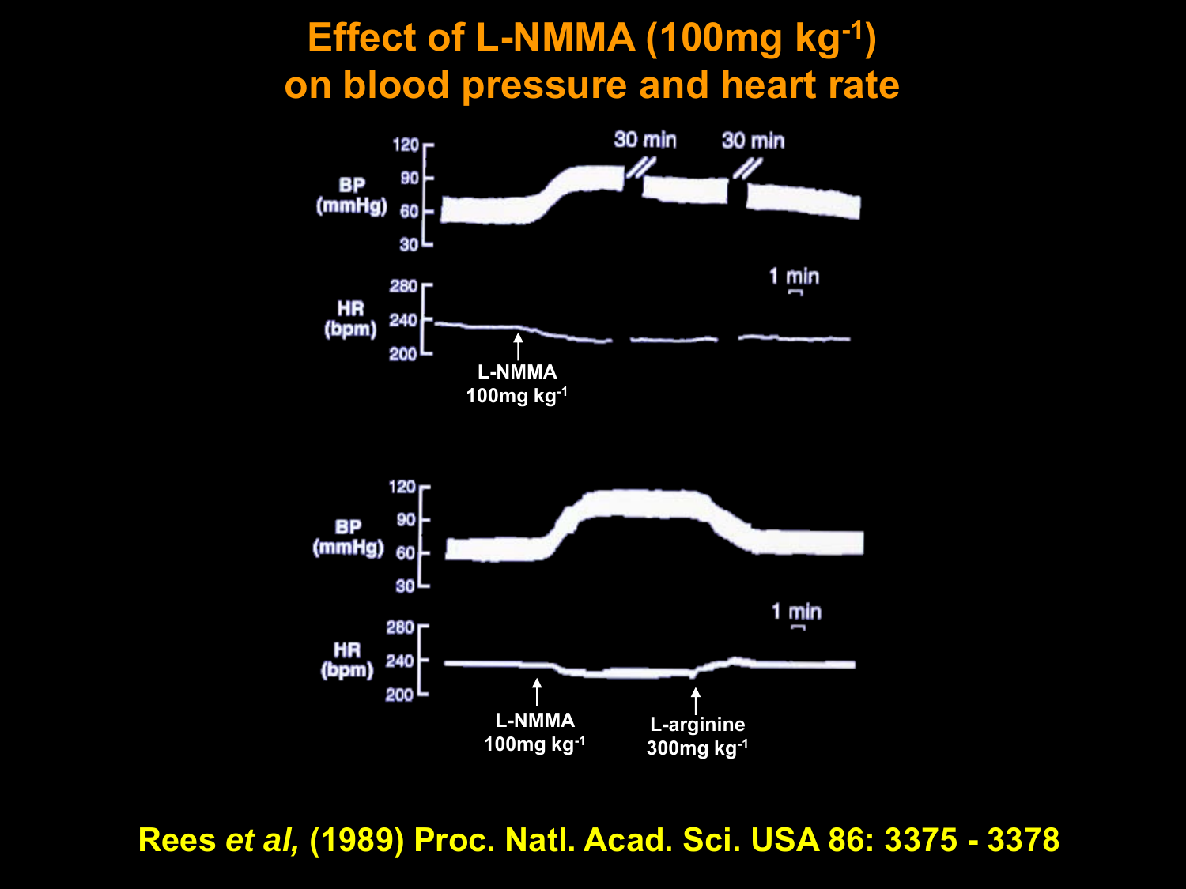# Effect of L-NMMA (100mg kg$^{-1}$) on blood pressure and heart rate

BP (mmHg)

HR (bpm)

30 min

30 min

1 min

L-NMMA 100mg kg$^{-1}$

BP (mmHg)

HR (bpm)

1 min

L-NMMA 100mg kg$^{-1}$

L-arginine 300mg kg$^{-1}$

Rees *et al,* (1989) Proc. Natl. Acad. Sci. USA 86: 3375 - 3378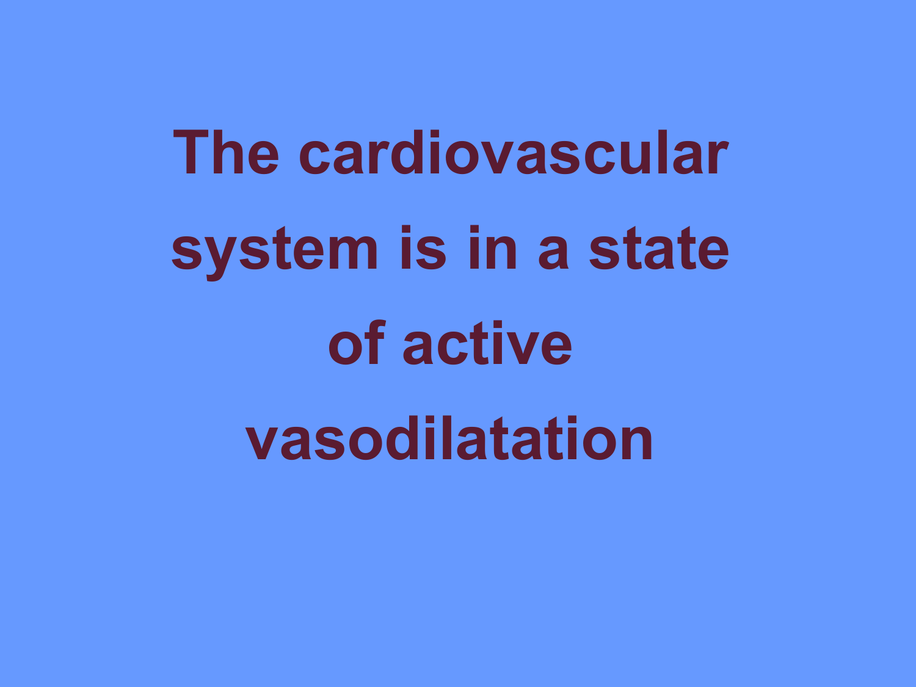# The cardiovascular system is in a state of active vasodilatation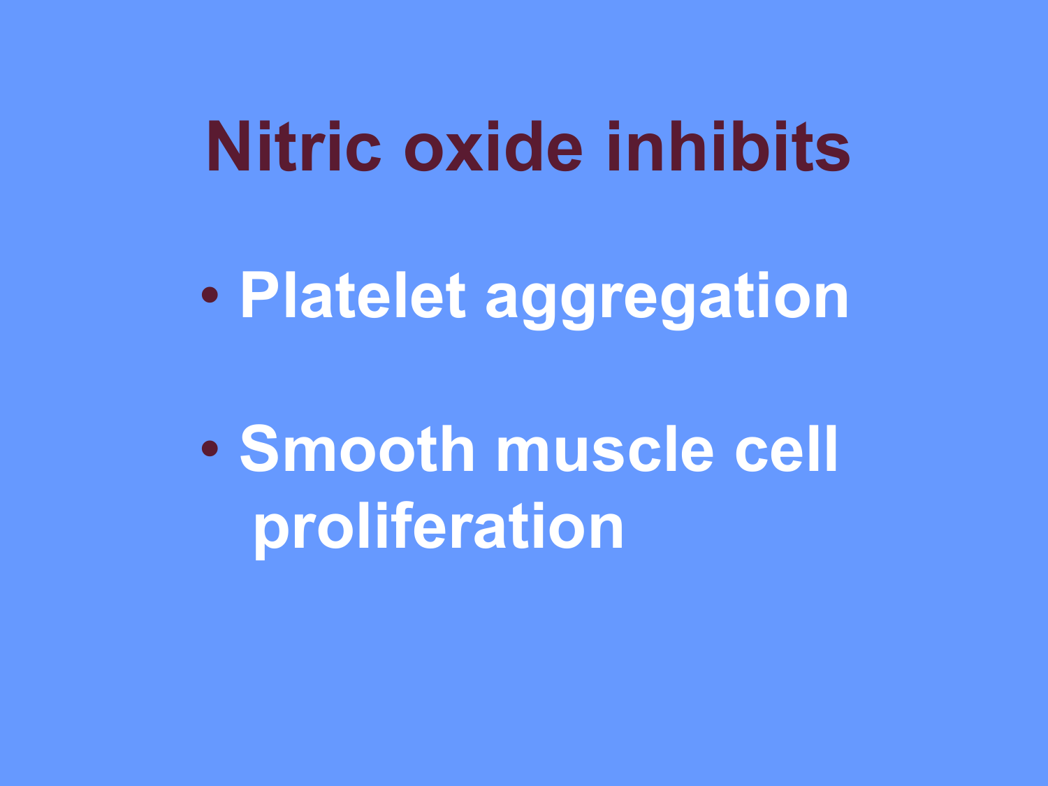# Nitric oxide inhibits

- Platelet aggregation
- Smooth muscle cell proliferation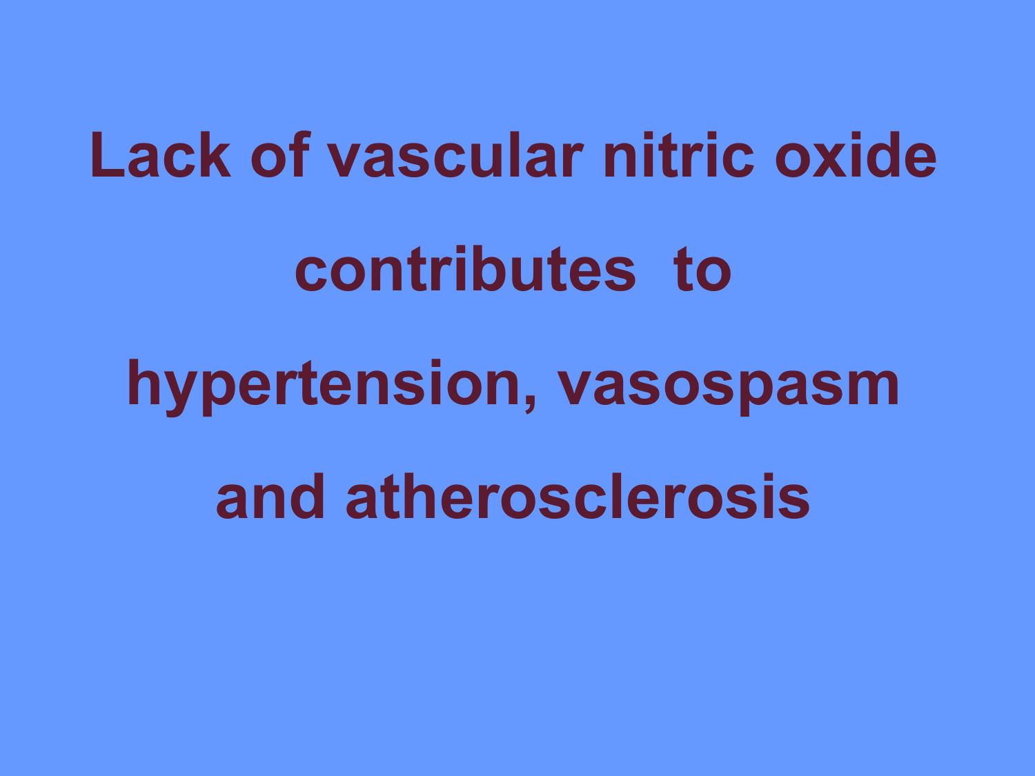# Lack of vascular nitric oxide contributes to hypertension, vasospasm and atherosclerosis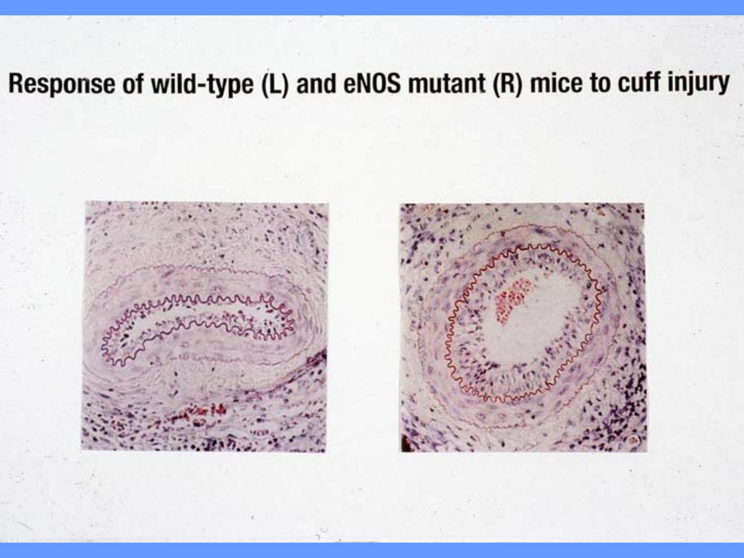# Response of wild-type (L) and eNOS mutant (R) mice to cuff injury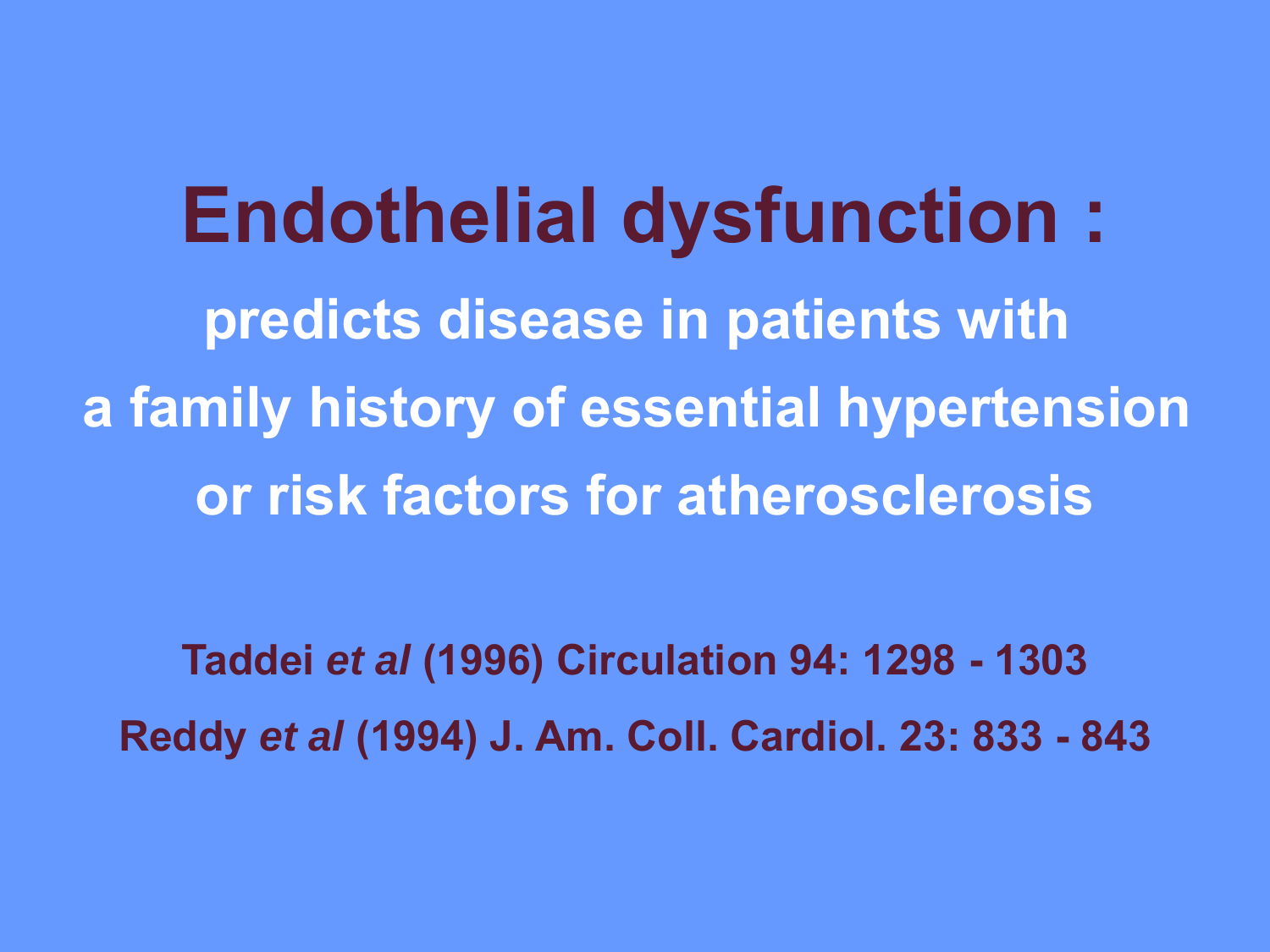# Endothelial dysfunction :

**predicts disease in patients with a family history of essential hypertension or risk factors for atherosclerosis**

**Taddei *et al* (1996) Circulation 94: 1298 - 1303**

**Reddy *et al* (1994) J. Am. Coll. Cardiol. 23: 833 - 843**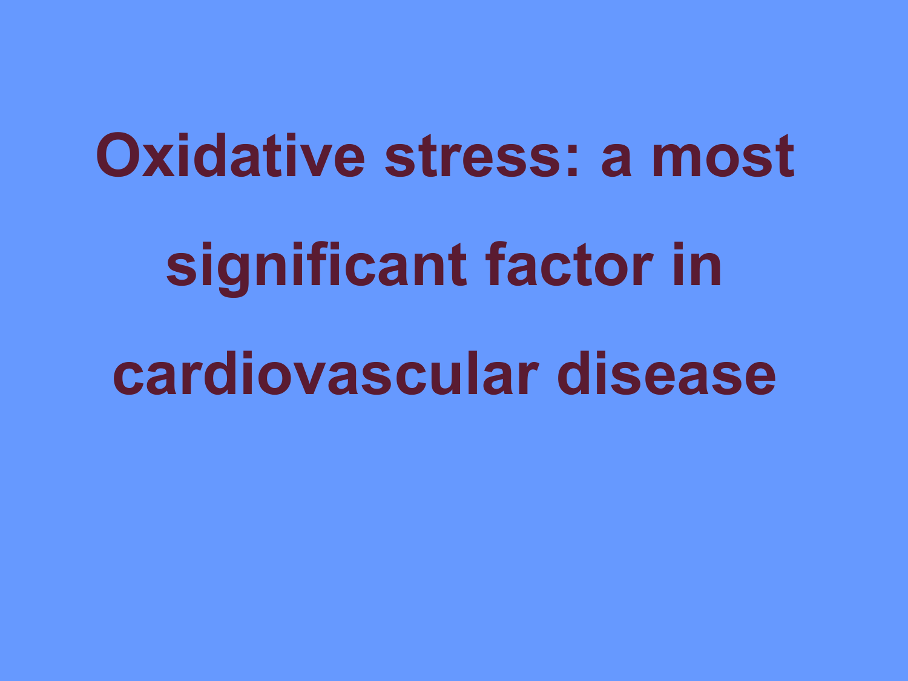# Oxidative stress: a most significant factor in cardiovascular disease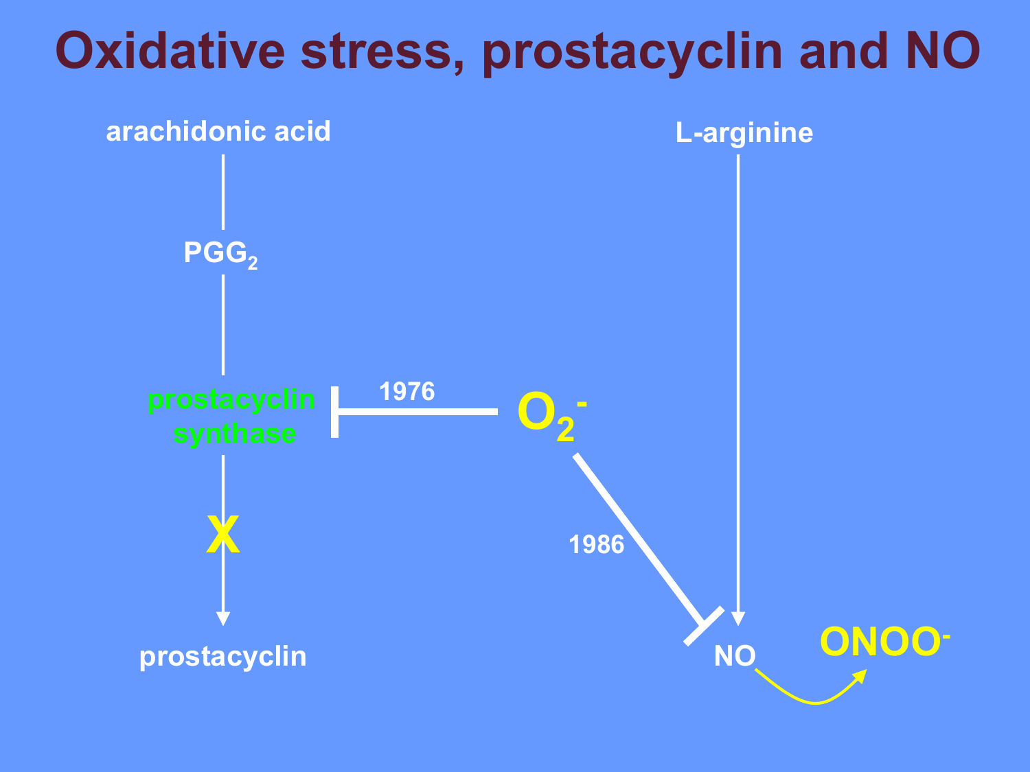# Oxidative stress, prostacyclin and NO

arachidonic acid

$PGG_2$

prostacyclin synthase

X

prostacyclin

1976

$O_2^-$

1986

L-arginine

NO

$ONOO^-$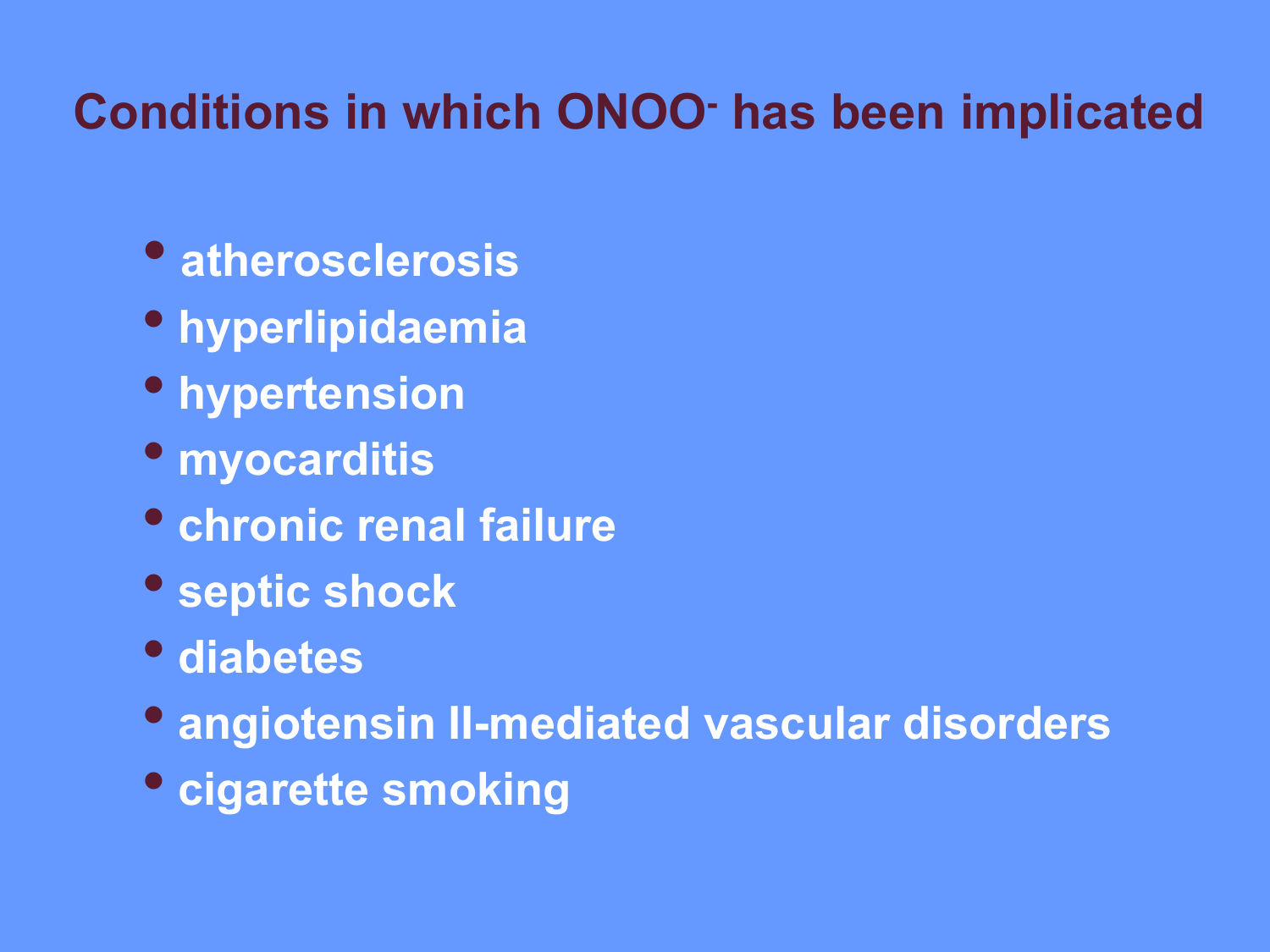# Conditions in which $ONOO^-$ has been implicated

- atherosclerosis
- hyperlipidaemia
- hypertension
- myocarditis
- chronic renal failure
- septic shock
- diabetes
- angiotensin II-mediated vascular disorders
- cigarette smoking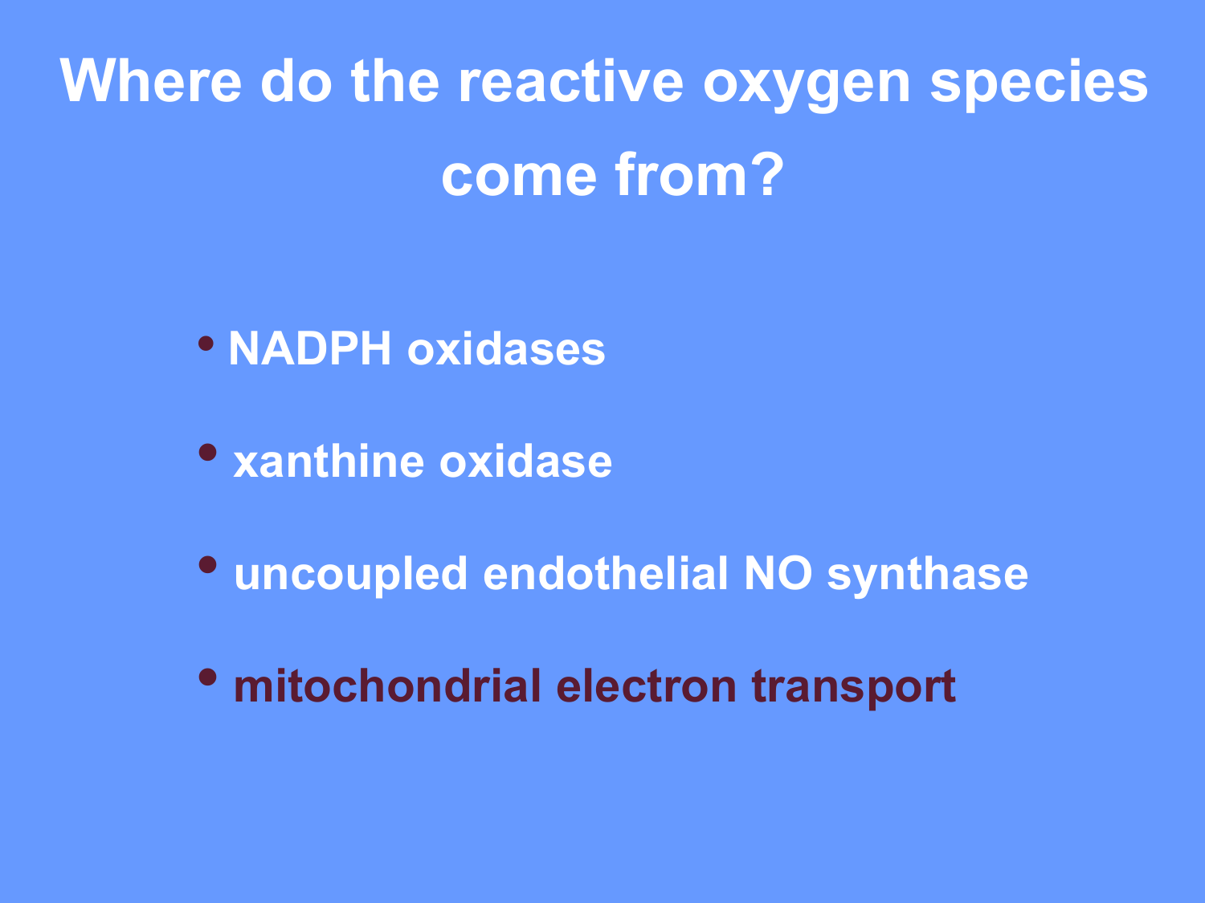# Where do the reactive oxygen species come from?

- NADPH oxidases
- xanthine oxidase
- uncoupled endothelial NO synthase
- **mitochondrial electron transport**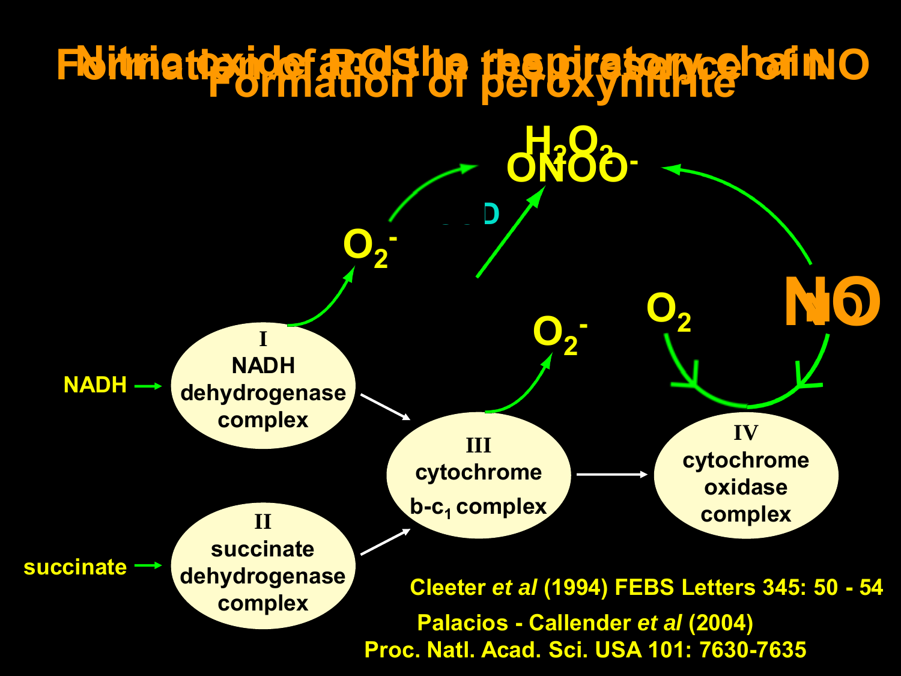# Nitric oxide and the respiratory chain

# Formation of ROS in the presence of NO

# Formation of peroxynitrite

$H_2O_2$

$ONOO^-$

SOD

$O_2^-$

$O_2^-$

$O_2$

NO

NADH

succinate

I
NADH
dehydrogenase
complex

II
succinate
dehydrogenase
complex

III
cytochrome
b-$c_1$ complex

IV
cytochrome
oxidase
complex

Cleeter *et al* (1994) FEBS Letters 345: 50 - 54

Palacios - Callender *et al* (2004)
Proc. Natl. Acad. Sci. USA 101: 7630-7635